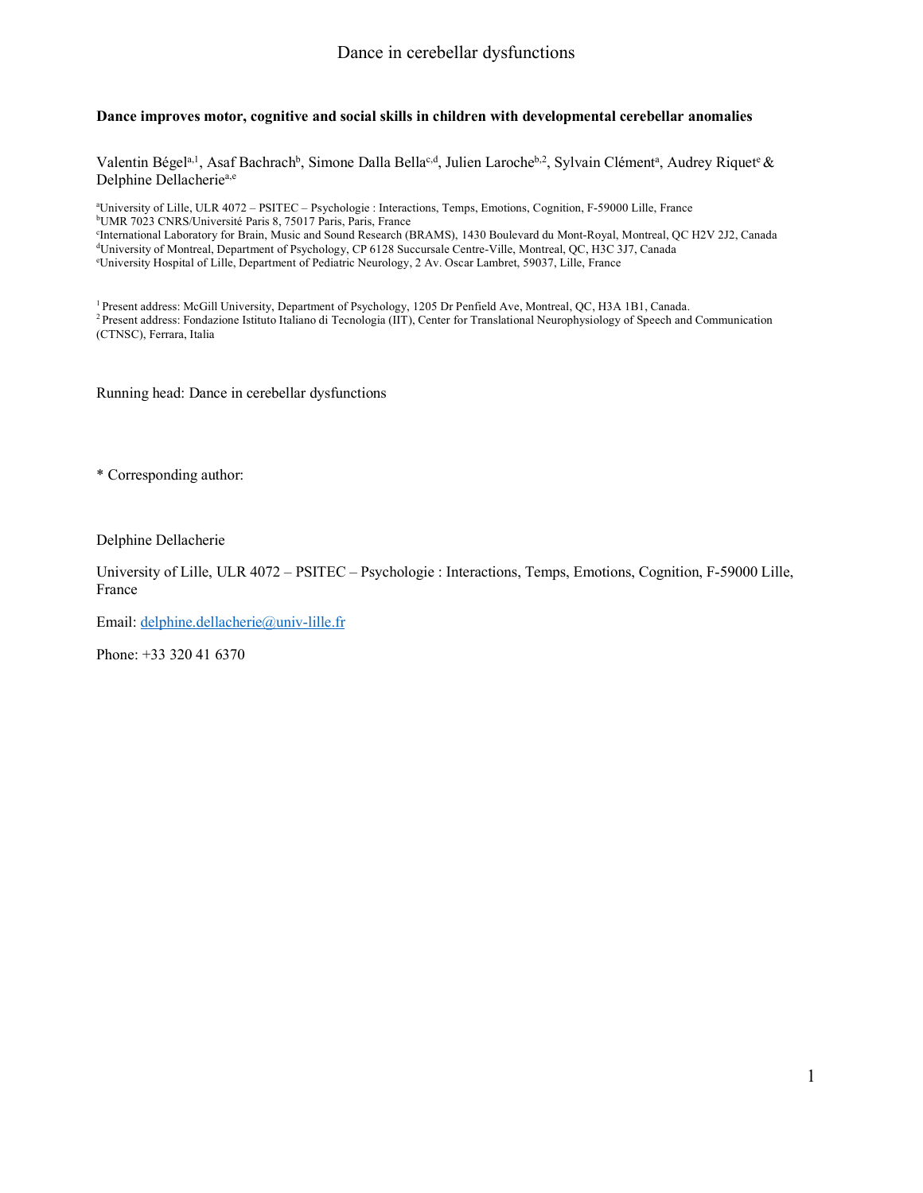**Dance improves motor, cognitive and social skills in children with developmental cerebellar anomalies**

Valentin Bégel[a,1], Asaf Bachrach[b], Simone Dalla Bella[c,d], Julien Laroche[b,2], Sylvain Clément[a], Audrey Riquet[e] & Delphine Dellacherie[a,e]

[a]University of Lille, ULR 4072 – PSITEC – Psychologie : Interactions, Temps, Emotions, Cognition, F-59000 Lille, France
[b]UMR 7023 CNRS/Université Paris 8, 75017 Paris, Paris, France
[c]International Laboratory for Brain, Music and Sound Research (BRAMS), 1430 Boulevard du Mont-Royal, Montreal, QC H2V 2J2, Canada
[d]University of Montreal, Department of Psychology, CP 6128 Succursale Centre-Ville, Montreal, QC, H3C 3J7, Canada
[e]University Hospital of Lille, Department of Pediatric Neurology, 2 Av. Oscar Lambret, 59037, Lille, France

[1] Present address: McGill University, Department of Psychology, 1205 Dr Penfield Ave, Montreal, QC, H3A 1B1, Canada.
[2] Present address: Fondazione Istituto Italiano di Tecnologia (IIT), Center for Translational Neurophysiology of Speech and Communication (CTNSC), Ferrara, Italia

Running head: Dance in cerebellar dysfunctions

\* Corresponding author:

Delphine Dellacherie

University of Lille, ULR 4072 – PSITEC – Psychologie : Interactions, Temps, Emotions, Cognition, F-59000 Lille, France

Email: delphine.dellacherie@univ-lille.fr

Phone: +33 320 41 6370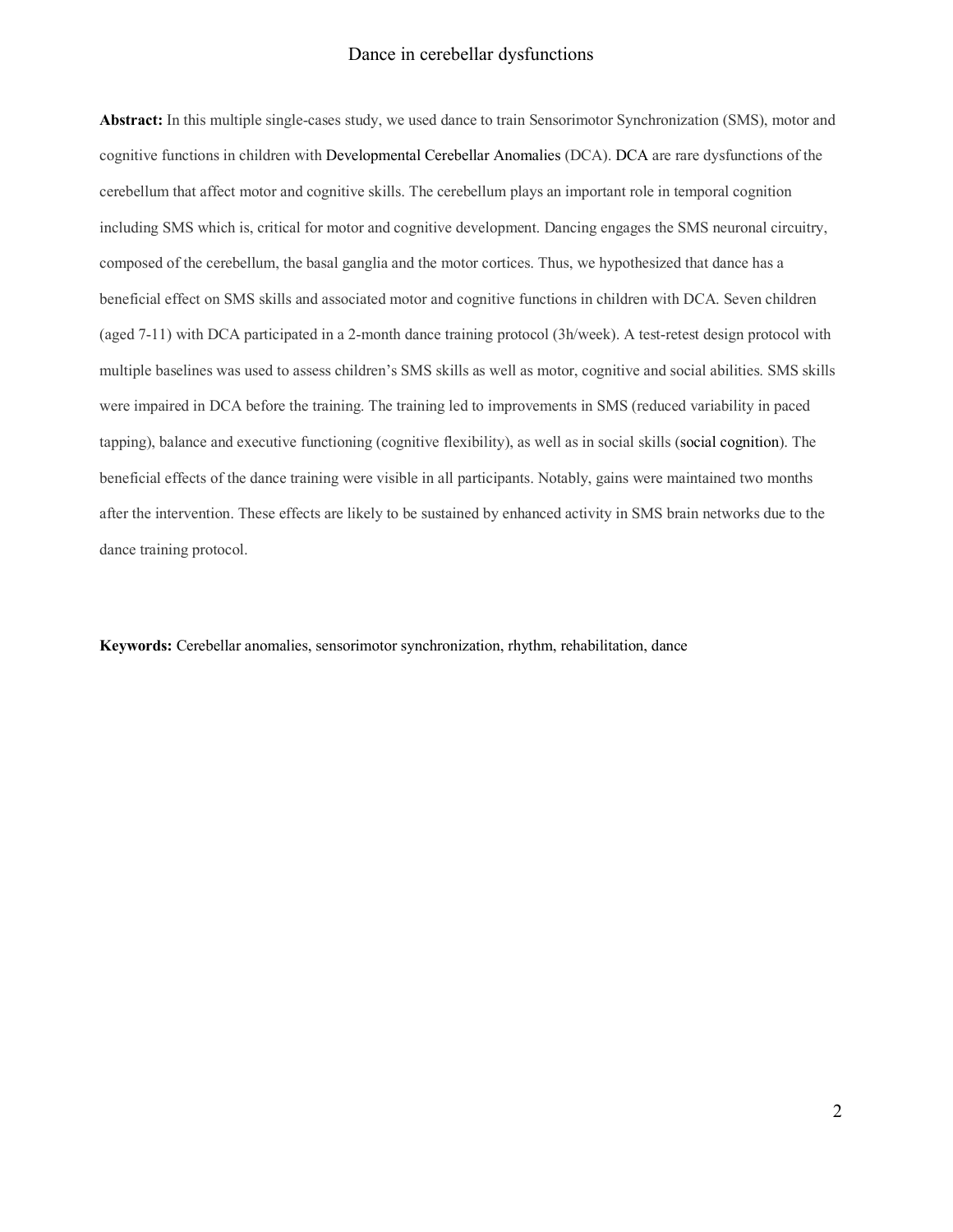**Abstract:** In this multiple single-cases study, we used dance to train Sensorimotor Synchronization (SMS), motor and cognitive functions in children with Developmental Cerebellar Anomalies (DCA). DCA are rare dysfunctions of the cerebellum that affect motor and cognitive skills. The cerebellum plays an important role in temporal cognition including SMS which is, critical for motor and cognitive development. Dancing engages the SMS neuronal circuitry, composed of the cerebellum, the basal ganglia and the motor cortices. Thus, we hypothesized that dance has a beneficial effect on SMS skills and associated motor and cognitive functions in children with DCA. Seven children (aged 7-11) with DCA participated in a 2-month dance training protocol (3h/week). A test-retest design protocol with multiple baselines was used to assess children's SMS skills as well as motor, cognitive and social abilities. SMS skills were impaired in DCA before the training. The training led to improvements in SMS (reduced variability in paced tapping), balance and executive functioning (cognitive flexibility), as well as in social skills (social cognition). The beneficial effects of the dance training were visible in all participants. Notably, gains were maintained two months after the intervention. These effects are likely to be sustained by enhanced activity in SMS brain networks due to the dance training protocol.

**Keywords:** Cerebellar anomalies, sensorimotor synchronization, rhythm, rehabilitation, dance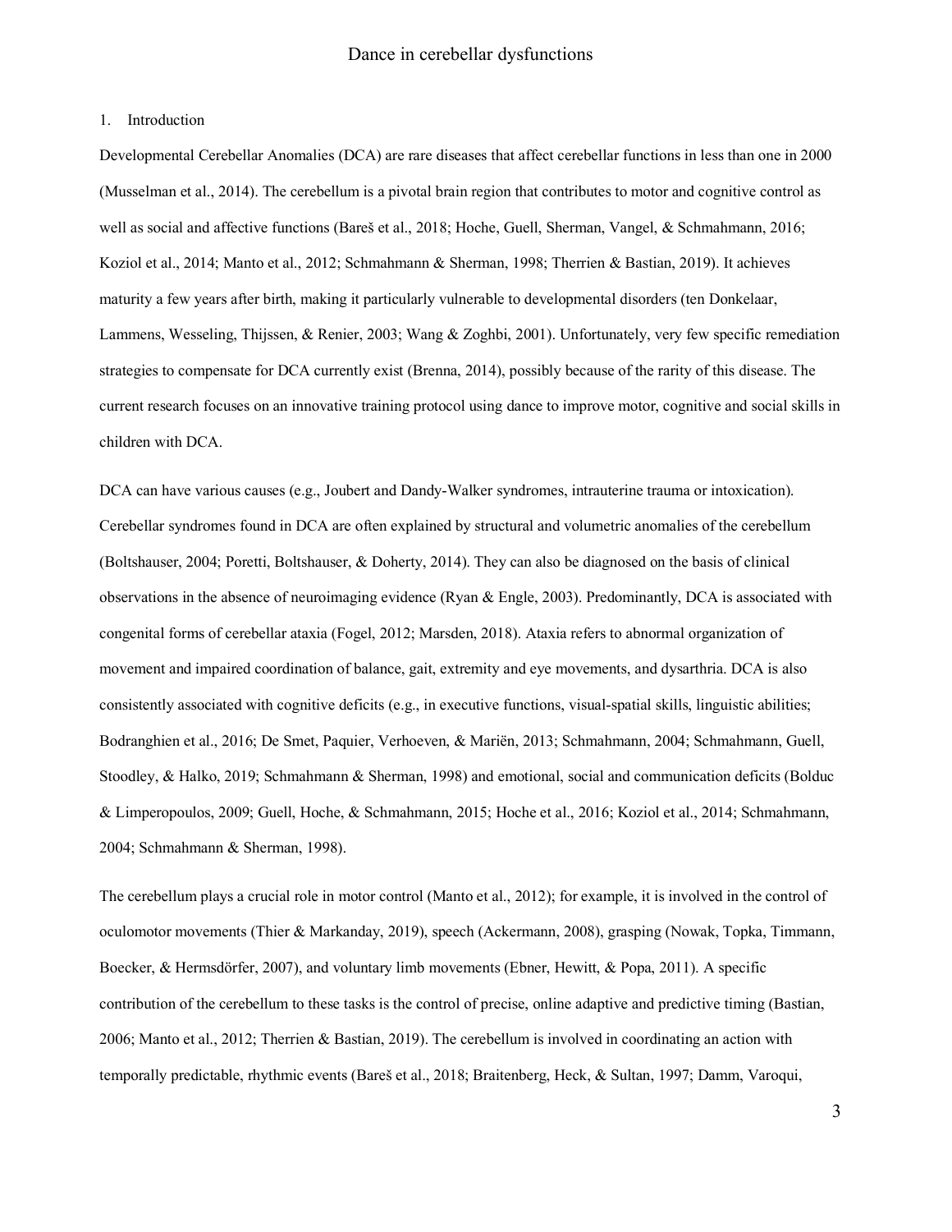## 1. Introduction

Developmental Cerebellar Anomalies (DCA) are rare diseases that affect cerebellar functions in less than one in 2000 (Musselman et al., 2014). The cerebellum is a pivotal brain region that contributes to motor and cognitive control as well as social and affective functions (Bareš et al., 2018; Hoche, Guell, Sherman, Vangel, & Schmahmann, 2016; Koziol et al., 2014; Manto et al., 2012; Schmahmann & Sherman, 1998; Therrien & Bastian, 2019). It achieves maturity a few years after birth, making it particularly vulnerable to developmental disorders (ten Donkelaar, Lammens, Wesseling, Thijssen, & Renier, 2003; Wang & Zoghbi, 2001). Unfortunately, very few specific remediation strategies to compensate for DCA currently exist (Brenna, 2014), possibly because of the rarity of this disease. The current research focuses on an innovative training protocol using dance to improve motor, cognitive and social skills in children with DCA.

DCA can have various causes (e.g., Joubert and Dandy-Walker syndromes, intrauterine trauma or intoxication). Cerebellar syndromes found in DCA are often explained by structural and volumetric anomalies of the cerebellum (Boltshauser, 2004; Poretti, Boltshauser, & Doherty, 2014). They can also be diagnosed on the basis of clinical observations in the absence of neuroimaging evidence (Ryan & Engle, 2003). Predominantly, DCA is associated with congenital forms of cerebellar ataxia (Fogel, 2012; Marsden, 2018). Ataxia refers to abnormal organization of movement and impaired coordination of balance, gait, extremity and eye movements, and dysarthria. DCA is also consistently associated with cognitive deficits (e.g., in executive functions, visual-spatial skills, linguistic abilities; Bodranghien et al., 2016; De Smet, Paquier, Verhoeven, & Mariën, 2013; Schmahmann, 2004; Schmahmann, Guell, Stoodley, & Halko, 2019; Schmahmann & Sherman, 1998) and emotional, social and communication deficits (Bolduc & Limperopoulos, 2009; Guell, Hoche, & Schmahmann, 2015; Hoche et al., 2016; Koziol et al., 2014; Schmahmann, 2004; Schmahmann & Sherman, 1998).

The cerebellum plays a crucial role in motor control (Manto et al., 2012); for example, it is involved in the control of oculomotor movements (Thier & Markanday, 2019), speech (Ackermann, 2008), grasping (Nowak, Topka, Timmann, Boecker, & Hermsdörfer, 2007), and voluntary limb movements (Ebner, Hewitt, & Popa, 2011). A specific contribution of the cerebellum to these tasks is the control of precise, online adaptive and predictive timing (Bastian, 2006; Manto et al., 2012; Therrien & Bastian, 2019). The cerebellum is involved in coordinating an action with temporally predictable, rhythmic events (Bareš et al., 2018; Braitenberg, Heck, & Sultan, 1997; Damm, Varoqui,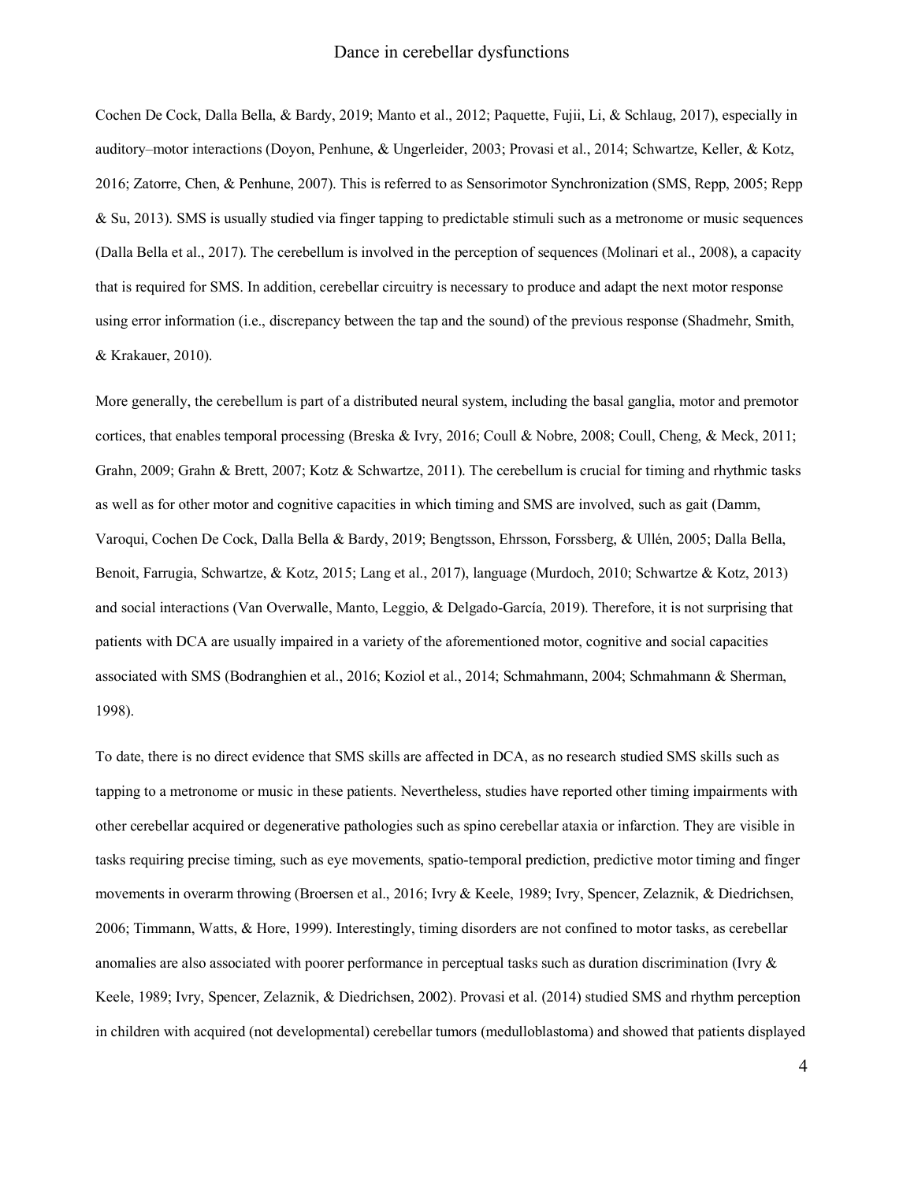Cochen De Cock, Dalla Bella, & Bardy, 2019; Manto et al., 2012; Paquette, Fujii, Li, & Schlaug, 2017), especially in auditory–motor interactions (Doyon, Penhune, & Ungerleider, 2003; Provasi et al., 2014; Schwartze, Keller, & Kotz, 2016; Zatorre, Chen, & Penhune, 2007). This is referred to as Sensorimotor Synchronization (SMS, Repp, 2005; Repp & Su, 2013). SMS is usually studied via finger tapping to predictable stimuli such as a metronome or music sequences (Dalla Bella et al., 2017). The cerebellum is involved in the perception of sequences (Molinari et al., 2008), a capacity that is required for SMS. In addition, cerebellar circuitry is necessary to produce and adapt the next motor response using error information (i.e., discrepancy between the tap and the sound) of the previous response (Shadmehr, Smith, & Krakauer, 2010).

More generally, the cerebellum is part of a distributed neural system, including the basal ganglia, motor and premotor cortices, that enables temporal processing (Breska & Ivry, 2016; Coull & Nobre, 2008; Coull, Cheng, & Meck, 2011; Grahn, 2009; Grahn & Brett, 2007; Kotz & Schwartze, 2011). The cerebellum is crucial for timing and rhythmic tasks as well as for other motor and cognitive capacities in which timing and SMS are involved, such as gait (Damm, Varoqui, Cochen De Cock, Dalla Bella & Bardy, 2019; Bengtsson, Ehrsson, Forssberg, & Ullén, 2005; Dalla Bella, Benoit, Farrugia, Schwartze, & Kotz, 2015; Lang et al., 2017), language (Murdoch, 2010; Schwartze & Kotz, 2013) and social interactions (Van Overwalle, Manto, Leggio, & Delgado-García, 2019). Therefore, it is not surprising that patients with DCA are usually impaired in a variety of the aforementioned motor, cognitive and social capacities associated with SMS (Bodranghien et al., 2016; Koziol et al., 2014; Schmahmann, 2004; Schmahmann & Sherman, 1998).

To date, there is no direct evidence that SMS skills are affected in DCA, as no research studied SMS skills such as tapping to a metronome or music in these patients. Nevertheless, studies have reported other timing impairments with other cerebellar acquired or degenerative pathologies such as spino cerebellar ataxia or infarction. They are visible in tasks requiring precise timing, such as eye movements, spatio-temporal prediction, predictive motor timing and finger movements in overarm throwing (Broersen et al., 2016; Ivry & Keele, 1989; Ivry, Spencer, Zelaznik, & Diedrichsen, 2006; Timmann, Watts, & Hore, 1999). Interestingly, timing disorders are not confined to motor tasks, as cerebellar anomalies are also associated with poorer performance in perceptual tasks such as duration discrimination (Ivry & Keele, 1989; Ivry, Spencer, Zelaznik, & Diedrichsen, 2002). Provasi et al. (2014) studied SMS and rhythm perception in children with acquired (not developmental) cerebellar tumors (medulloblastoma) and showed that patients displayed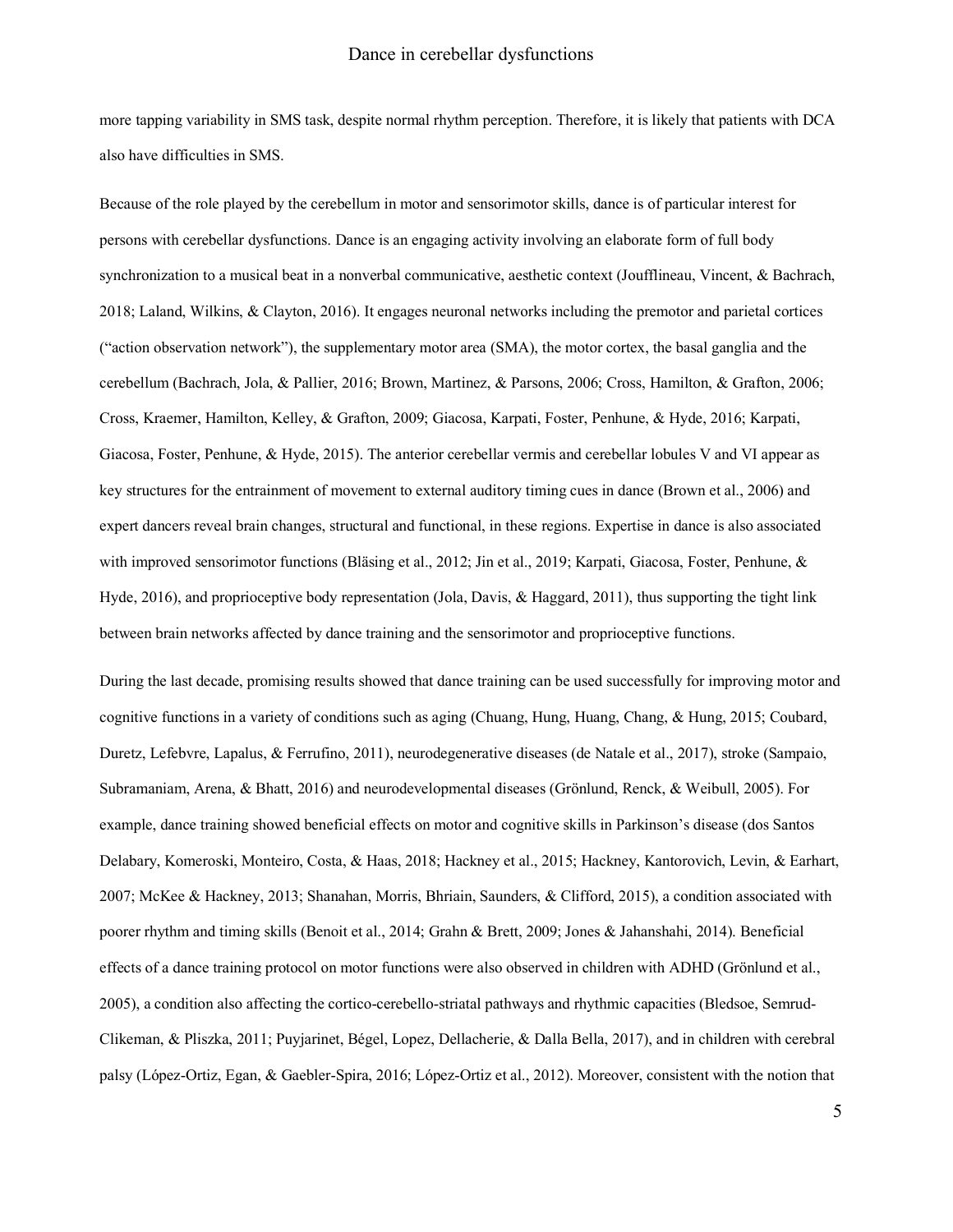more tapping variability in SMS task, despite normal rhythm perception. Therefore, it is likely that patients with DCA also have difficulties in SMS.

Because of the role played by the cerebellum in motor and sensorimotor skills, dance is of particular interest for persons with cerebellar dysfunctions. Dance is an engaging activity involving an elaborate form of full body synchronization to a musical beat in a nonverbal communicative, aesthetic context (Joufflineau, Vincent, & Bachrach, 2018; Laland, Wilkins, & Clayton, 2016). It engages neuronal networks including the premotor and parietal cortices ("action observation network"), the supplementary motor area (SMA), the motor cortex, the basal ganglia and the cerebellum (Bachrach, Jola, & Pallier, 2016; Brown, Martinez, & Parsons, 2006; Cross, Hamilton, & Grafton, 2006; Cross, Kraemer, Hamilton, Kelley, & Grafton, 2009; Giacosa, Karpati, Foster, Penhune, & Hyde, 2016; Karpati, Giacosa, Foster, Penhune, & Hyde, 2015). The anterior cerebellar vermis and cerebellar lobules V and VI appear as key structures for the entrainment of movement to external auditory timing cues in dance (Brown et al., 2006) and expert dancers reveal brain changes, structural and functional, in these regions. Expertise in dance is also associated with improved sensorimotor functions (Bläsing et al., 2012; Jin et al., 2019; Karpati, Giacosa, Foster, Penhune, & Hyde, 2016), and proprioceptive body representation (Jola, Davis, & Haggard, 2011), thus supporting the tight link between brain networks affected by dance training and the sensorimotor and proprioceptive functions.

During the last decade, promising results showed that dance training can be used successfully for improving motor and cognitive functions in a variety of conditions such as aging (Chuang, Hung, Huang, Chang, & Hung, 2015; Coubard, Duretz, Lefebvre, Lapalus, & Ferrufino, 2011), neurodegenerative diseases (de Natale et al., 2017), stroke (Sampaio, Subramaniam, Arena, & Bhatt, 2016) and neurodevelopmental diseases (Grönlund, Renck, & Weibull, 2005). For example, dance training showed beneficial effects on motor and cognitive skills in Parkinson's disease (dos Santos Delabary, Komeroski, Monteiro, Costa, & Haas, 2018; Hackney et al., 2015; Hackney, Kantorovich, Levin, & Earhart, 2007; McKee & Hackney, 2013; Shanahan, Morris, Bhriain, Saunders, & Clifford, 2015), a condition associated with poorer rhythm and timing skills (Benoit et al., 2014; Grahn & Brett, 2009; Jones & Jahanshahi, 2014). Beneficial effects of a dance training protocol on motor functions were also observed in children with ADHD (Grönlund et al., 2005), a condition also affecting the cortico-cerebello-striatal pathways and rhythmic capacities (Bledsoe, Semrud-Clikeman, & Pliszka, 2011; Puyjarinet, Bégel, Lopez, Dellacherie, & Dalla Bella, 2017), and in children with cerebral palsy (López-Ortiz, Egan, & Gaebler-Spira, 2016; López-Ortiz et al., 2012). Moreover, consistent with the notion that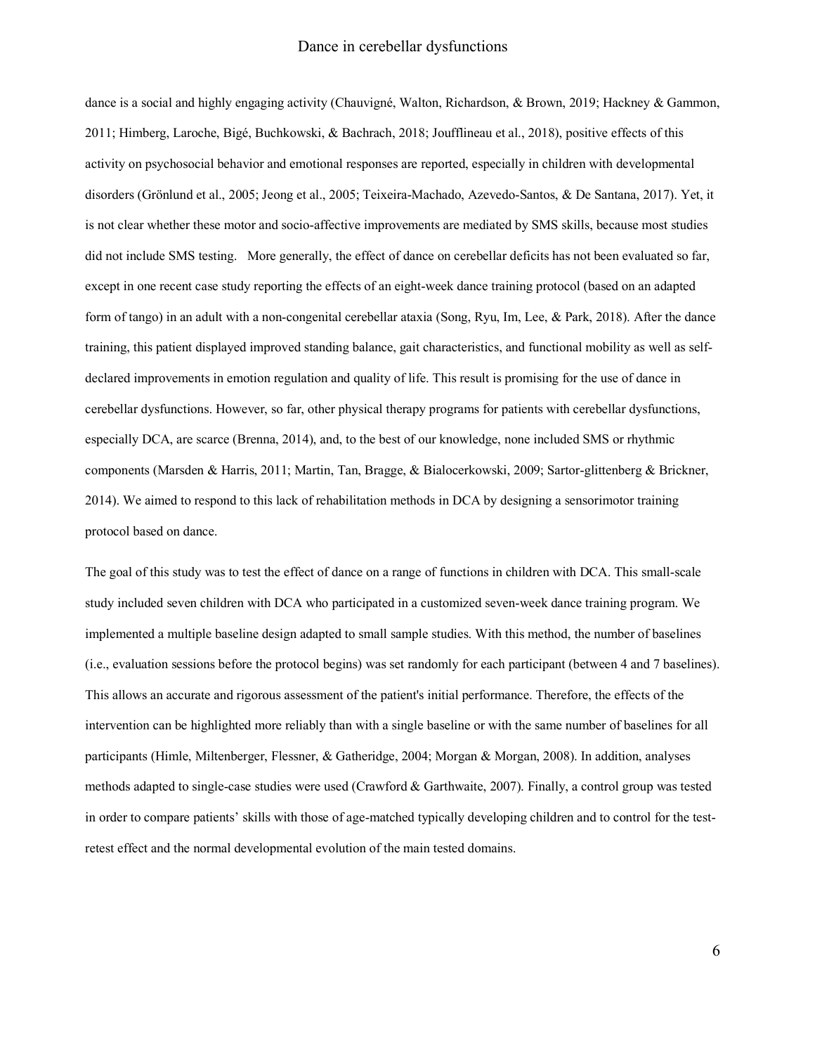dance is a social and highly engaging activity (Chauvigné, Walton, Richardson, & Brown, 2019; Hackney & Gammon, 2011; Himberg, Laroche, Bigé, Buchkowski, & Bachrach, 2018; Joufflineau et al., 2018), positive effects of this activity on psychosocial behavior and emotional responses are reported, especially in children with developmental disorders (Grönlund et al., 2005; Jeong et al., 2005; Teixeira-Machado, Azevedo-Santos, & De Santana, 2017). Yet, it is not clear whether these motor and socio-affective improvements are mediated by SMS skills, because most studies did not include SMS testing. More generally, the effect of dance on cerebellar deficits has not been evaluated so far, except in one recent case study reporting the effects of an eight-week dance training protocol (based on an adapted form of tango) in an adult with a non-congenital cerebellar ataxia (Song, Ryu, Im, Lee, & Park, 2018). After the dance training, this patient displayed improved standing balance, gait characteristics, and functional mobility as well as self-declared improvements in emotion regulation and quality of life. This result is promising for the use of dance in cerebellar dysfunctions. However, so far, other physical therapy programs for patients with cerebellar dysfunctions, especially DCA, are scarce (Brenna, 2014), and, to the best of our knowledge, none included SMS or rhythmic components (Marsden & Harris, 2011; Martin, Tan, Bragge, & Bialocerkowski, 2009; Sartor-glittenberg & Brickner, 2014). We aimed to respond to this lack of rehabilitation methods in DCA by designing a sensorimotor training protocol based on dance.

The goal of this study was to test the effect of dance on a range of functions in children with DCA. This small-scale study included seven children with DCA who participated in a customized seven-week dance training program. We implemented a multiple baseline design adapted to small sample studies. With this method, the number of baselines (i.e., evaluation sessions before the protocol begins) was set randomly for each participant (between 4 and 7 baselines). This allows an accurate and rigorous assessment of the patient's initial performance. Therefore, the effects of the intervention can be highlighted more reliably than with a single baseline or with the same number of baselines for all participants (Himle, Miltenberger, Flessner, & Gatheridge, 2004; Morgan & Morgan, 2008). In addition, analyses methods adapted to single-case studies were used (Crawford & Garthwaite, 2007). Finally, a control group was tested in order to compare patients' skills with those of age-matched typically developing children and to control for the test-retest effect and the normal developmental evolution of the main tested domains.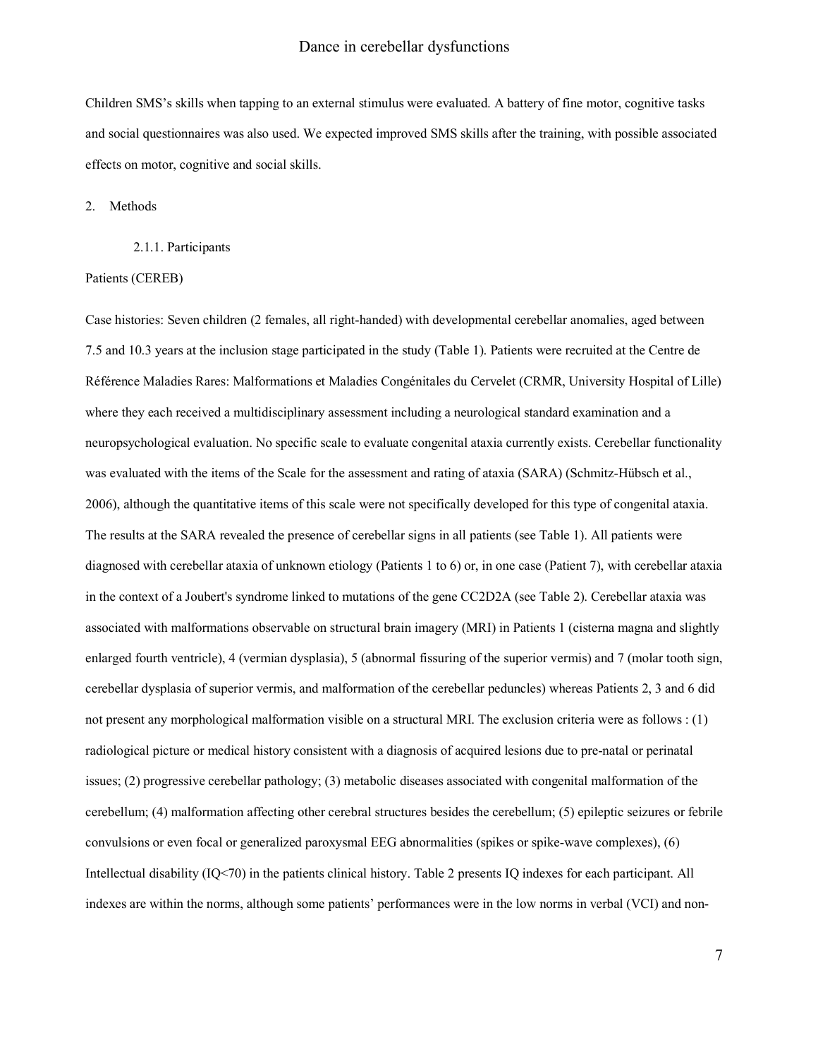Children SMS's skills when tapping to an external stimulus were evaluated. A battery of fine motor, cognitive tasks and social questionnaires was also used. We expected improved SMS skills after the training, with possible associated effects on motor, cognitive and social skills.

## 2. Methods

### 2.1.1. Participants

Patients (CEREB)

Case histories: Seven children (2 females, all right-handed) with developmental cerebellar anomalies, aged between 7.5 and 10.3 years at the inclusion stage participated in the study (Table 1). Patients were recruited at the Centre de Référence Maladies Rares: Malformations et Maladies Congénitales du Cervelet (CRMR, University Hospital of Lille) where they each received a multidisciplinary assessment including a neurological standard examination and a neuropsychological evaluation. No specific scale to evaluate congenital ataxia currently exists. Cerebellar functionality was evaluated with the items of the Scale for the assessment and rating of ataxia (SARA) (Schmitz-Hübsch et al., 2006), although the quantitative items of this scale were not specifically developed for this type of congenital ataxia. The results at the SARA revealed the presence of cerebellar signs in all patients (see Table 1). All patients were diagnosed with cerebellar ataxia of unknown etiology (Patients 1 to 6) or, in one case (Patient 7), with cerebellar ataxia in the context of a Joubert's syndrome linked to mutations of the gene CC2D2A (see Table 2). Cerebellar ataxia was associated with malformations observable on structural brain imagery (MRI) in Patients 1 (cisterna magna and slightly enlarged fourth ventricle), 4 (vermian dysplasia), 5 (abnormal fissuring of the superior vermis) and 7 (molar tooth sign, cerebellar dysplasia of superior vermis, and malformation of the cerebellar peduncles) whereas Patients 2, 3 and 6 did not present any morphological malformation visible on a structural MRI. The exclusion criteria were as follows : (1) radiological picture or medical history consistent with a diagnosis of acquired lesions due to pre-natal or perinatal issues; (2) progressive cerebellar pathology; (3) metabolic diseases associated with congenital malformation of the cerebellum; (4) malformation affecting other cerebral structures besides the cerebellum; (5) epileptic seizures or febrile convulsions or even focal or generalized paroxysmal EEG abnormalities (spikes or spike-wave complexes), (6) Intellectual disability (IQ<70) in the patients clinical history. Table 2 presents IQ indexes for each participant. All indexes are within the norms, although some patients' performances were in the low norms in verbal (VCI) and non-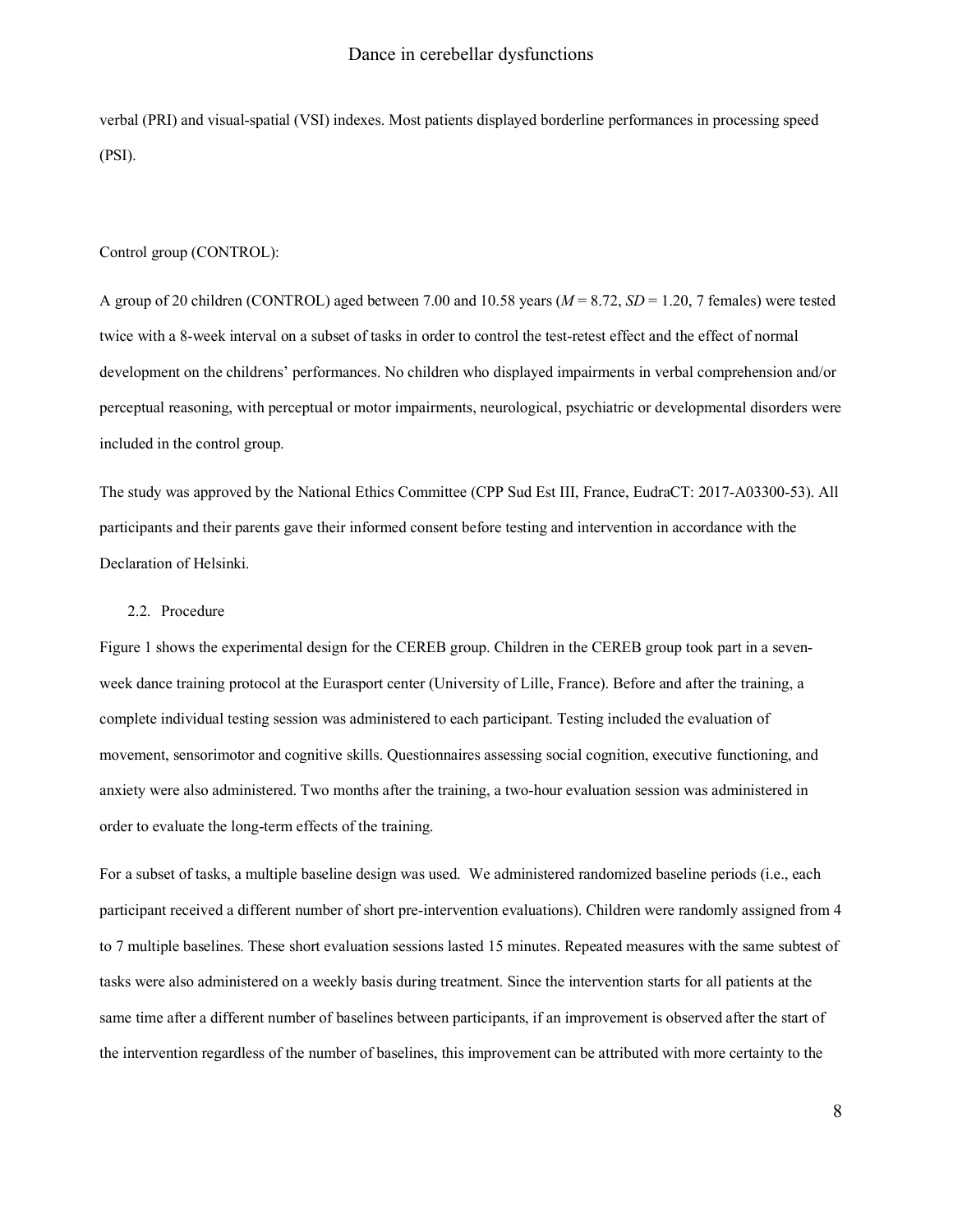verbal (PRI) and visual-spatial (VSI) indexes. Most patients displayed borderline performances in processing speed (PSI).

Control group (CONTROL):

A group of 20 children (CONTROL) aged between 7.00 and 10.58 years (*M* = 8.72, *SD* = 1.20, 7 females) were tested twice with a 8-week interval on a subset of tasks in order to control the test-retest effect and the effect of normal development on the childrens' performances. No children who displayed impairments in verbal comprehension and/or perceptual reasoning, with perceptual or motor impairments, neurological, psychiatric or developmental disorders were included in the control group.

The study was approved by the National Ethics Committee (CPP Sud Est III, France, EudraCT: 2017-A03300-53). All participants and their parents gave their informed consent before testing and intervention in accordance with the Declaration of Helsinki.

## 2.2. Procedure

Figure 1 shows the experimental design for the CEREB group. Children in the CEREB group took part in a seven-week dance training protocol at the Eurasport center (University of Lille, France). Before and after the training, a complete individual testing session was administered to each participant. Testing included the evaluation of movement, sensorimotor and cognitive skills. Questionnaires assessing social cognition, executive functioning, and anxiety were also administered. Two months after the training, a two-hour evaluation session was administered in order to evaluate the long-term effects of the training.

For a subset of tasks, a multiple baseline design was used. We administered randomized baseline periods (i.e., each participant received a different number of short pre-intervention evaluations). Children were randomly assigned from 4 to 7 multiple baselines. These short evaluation sessions lasted 15 minutes. Repeated measures with the same subtest of tasks were also administered on a weekly basis during treatment. Since the intervention starts for all patients at the same time after a different number of baselines between participants, if an improvement is observed after the start of the intervention regardless of the number of baselines, this improvement can be attributed with more certainty to the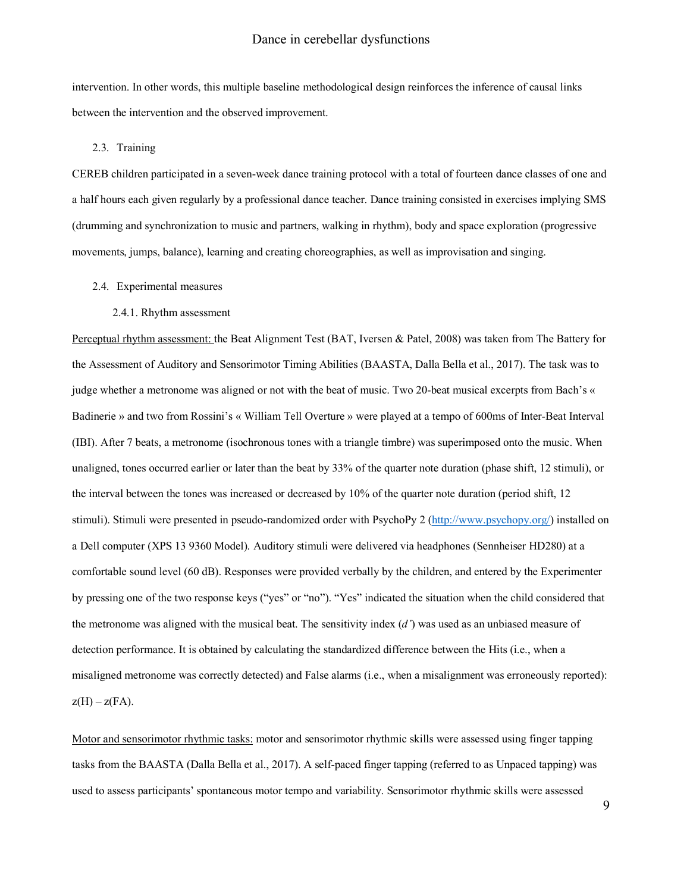intervention. In other words, this multiple baseline methodological design reinforces the inference of causal links between the intervention and the observed improvement.

## 2.3. Training

CEREB children participated in a seven-week dance training protocol with a total of fourteen dance classes of one and a half hours each given regularly by a professional dance teacher. Dance training consisted in exercises implying SMS (drumming and synchronization to music and partners, walking in rhythm), body and space exploration (progressive movements, jumps, balance), learning and creating choreographies, as well as improvisation and singing.

## 2.4. Experimental measures

### 2.4.1. Rhythm assessment

Perceptual rhythm assessment: the Beat Alignment Test (BAT, Iversen & Patel, 2008) was taken from The Battery for the Assessment of Auditory and Sensorimotor Timing Abilities (BAASTA, Dalla Bella et al., 2017). The task was to judge whether a metronome was aligned or not with the beat of music. Two 20-beat musical excerpts from Bach's « Badinerie » and two from Rossini's « William Tell Overture » were played at a tempo of 600ms of Inter-Beat Interval (IBI). After 7 beats, a metronome (isochronous tones with a triangle timbre) was superimposed onto the music. When unaligned, tones occurred earlier or later than the beat by 33% of the quarter note duration (phase shift, 12 stimuli), or the interval between the tones was increased or decreased by 10% of the quarter note duration (period shift, 12 stimuli). Stimuli were presented in pseudo-randomized order with PsychoPy 2 (http://www.psychopy.org/) installed on a Dell computer (XPS 13 9360 Model). Auditory stimuli were delivered via headphones (Sennheiser HD280) at a comfortable sound level (60 dB). Responses were provided verbally by the children, and entered by the Experimenter by pressing one of the two response keys ("yes" or "no"). "Yes" indicated the situation when the child considered that the metronome was aligned with the musical beat. The sensitivity index (*d'*) was used as an unbiased measure of detection performance. It is obtained by calculating the standardized difference between the Hits (i.e., when a misaligned metronome was correctly detected) and False alarms (i.e., when a misalignment was erroneously reported): $z(H) – z(FA)$.

Motor and sensorimotor rhythmic tasks: motor and sensorimotor rhythmic skills were assessed using finger tapping tasks from the BAASTA (Dalla Bella et al., 2017). A self-paced finger tapping (referred to as Unpaced tapping) was used to assess participants' spontaneous motor tempo and variability. Sensorimotor rhythmic skills were assessed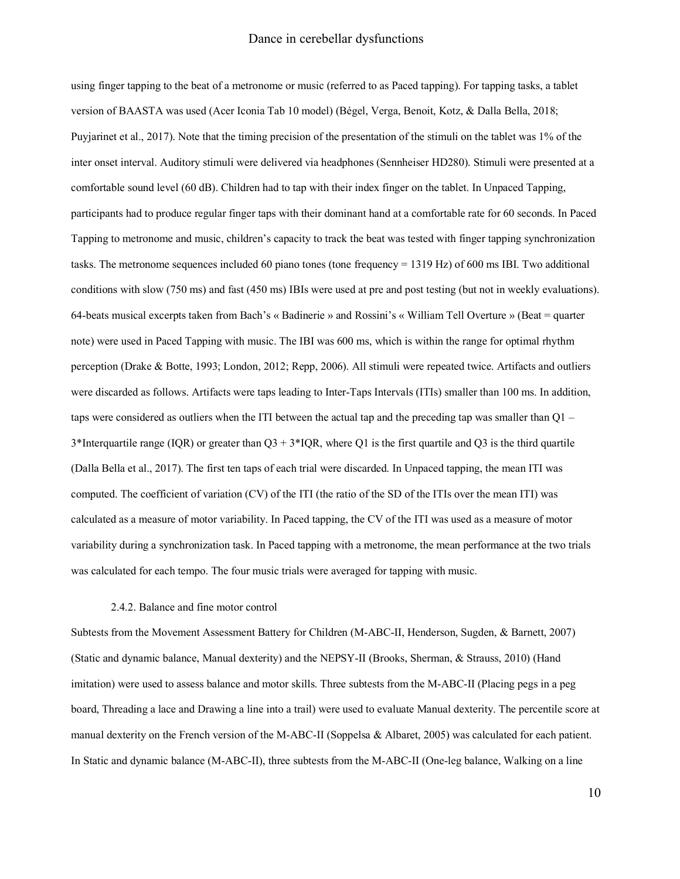using finger tapping to the beat of a metronome or music (referred to as Paced tapping). For tapping tasks, a tablet version of BAASTA was used (Acer Iconia Tab 10 model) (Bégel, Verga, Benoit, Kotz, & Dalla Bella, 2018; Puyjarinet et al., 2017). Note that the timing precision of the presentation of the stimuli on the tablet was 1% of the inter onset interval. Auditory stimuli were delivered via headphones (Sennheiser HD280). Stimuli were presented at a comfortable sound level (60 dB). Children had to tap with their index finger on the tablet. In Unpaced Tapping, participants had to produce regular finger taps with their dominant hand at a comfortable rate for 60 seconds. In Paced Tapping to metronome and music, children's capacity to track the beat was tested with finger tapping synchronization tasks. The metronome sequences included 60 piano tones (tone frequency = 1319 Hz) of 600 ms IBI. Two additional conditions with slow (750 ms) and fast (450 ms) IBIs were used at pre and post testing (but not in weekly evaluations). 64-beats musical excerpts taken from Bach's « Badinerie » and Rossini's « William Tell Overture » (Beat = quarter note) were used in Paced Tapping with music. The IBI was 600 ms, which is within the range for optimal rhythm perception (Drake & Botte, 1993; London, 2012; Repp, 2006). All stimuli were repeated twice. Artifacts and outliers were discarded as follows. Artifacts were taps leading to Inter-Taps Intervals (ITIs) smaller than 100 ms. In addition, taps were considered as outliers when the ITI between the actual tap and the preceding tap was smaller than Q1 – 3*Interquartile range (IQR) or greater than Q3 + 3*IQR, where Q1 is the first quartile and Q3 is the third quartile (Dalla Bella et al., 2017). The first ten taps of each trial were discarded. In Unpaced tapping, the mean ITI was computed. The coefficient of variation (CV) of the ITI (the ratio of the SD of the ITIs over the mean ITI) was calculated as a measure of motor variability. In Paced tapping, the CV of the ITI was used as a measure of motor variability during a synchronization task. In Paced tapping with a metronome, the mean performance at the two trials was calculated for each tempo. The four music trials were averaged for tapping with music.

### 2.4.2. Balance and fine motor control

Subtests from the Movement Assessment Battery for Children (M-ABC-II, Henderson, Sugden, & Barnett, 2007) (Static and dynamic balance, Manual dexterity) and the NEPSY-II (Brooks, Sherman, & Strauss, 2010) (Hand imitation) were used to assess balance and motor skills. Three subtests from the M-ABC-II (Placing pegs in a peg board, Threading a lace and Drawing a line into a trail) were used to evaluate Manual dexterity. The percentile score at manual dexterity on the French version of the M-ABC-II (Soppelsa & Albaret, 2005) was calculated for each patient. In Static and dynamic balance (M-ABC-II), three subtests from the M-ABC-II (One-leg balance, Walking on a line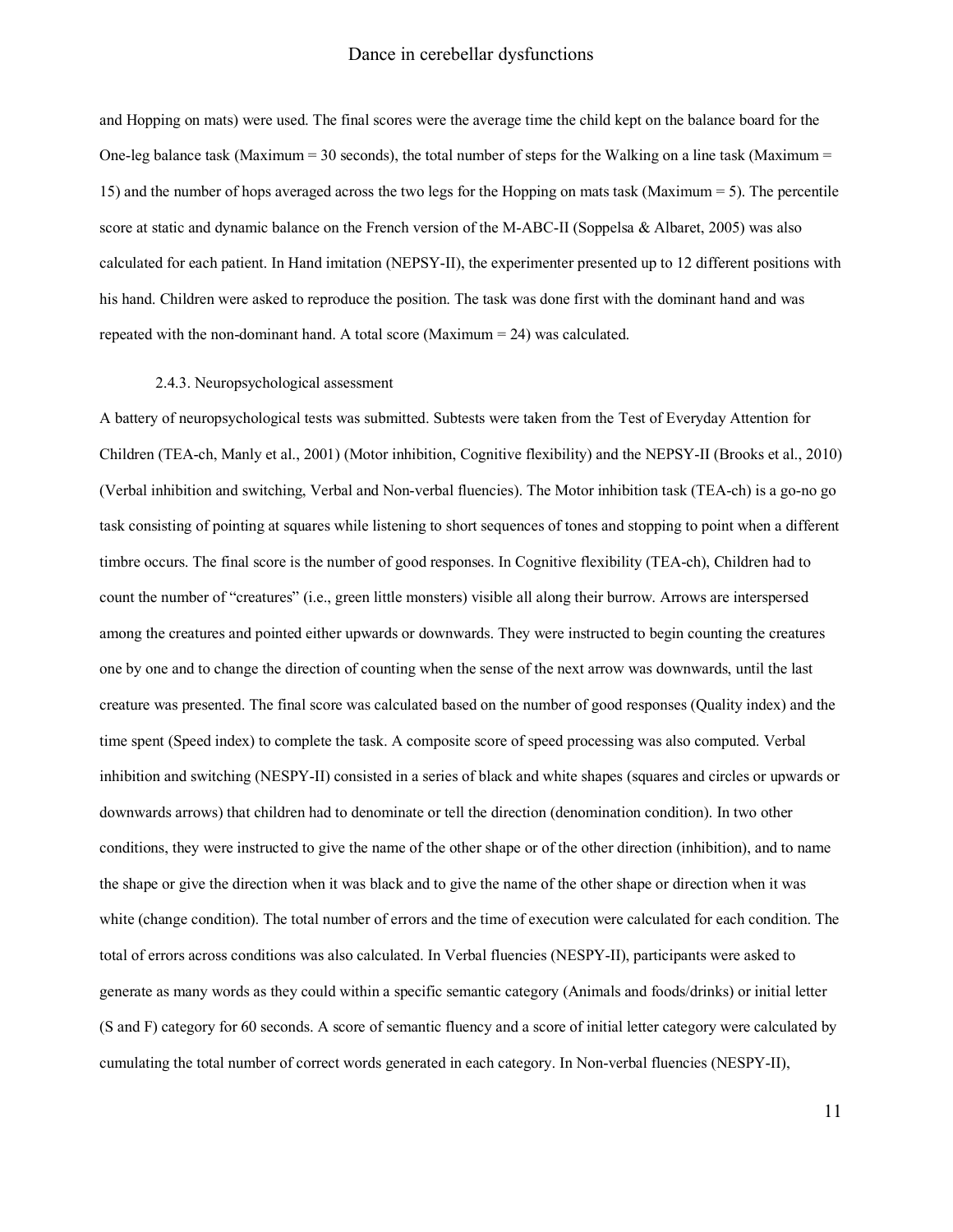and Hopping on mats) were used. The final scores were the average time the child kept on the balance board for the One-leg balance task (Maximum = 30 seconds), the total number of steps for the Walking on a line task (Maximum = 15) and the number of hops averaged across the two legs for the Hopping on mats task (Maximum = 5). The percentile score at static and dynamic balance on the French version of the M-ABC-II (Soppelsa & Albaret, 2005) was also calculated for each patient. In Hand imitation (NEPSY-II), the experimenter presented up to 12 different positions with his hand. Children were asked to reproduce the position. The task was done first with the dominant hand and was repeated with the non-dominant hand. A total score (Maximum = 24) was calculated.

#### 2.4.3. Neuropsychological assessment

A battery of neuropsychological tests was submitted. Subtests were taken from the Test of Everyday Attention for Children (TEA-ch, Manly et al., 2001) (Motor inhibition, Cognitive flexibility) and the NEPSY-II (Brooks et al., 2010) (Verbal inhibition and switching, Verbal and Non-verbal fluencies). The Motor inhibition task (TEA-ch) is a go-no go task consisting of pointing at squares while listening to short sequences of tones and stopping to point when a different timbre occurs. The final score is the number of good responses. In Cognitive flexibility (TEA-ch), Children had to count the number of "creatures" (i.e., green little monsters) visible all along their burrow. Arrows are interspersed among the creatures and pointed either upwards or downwards. They were instructed to begin counting the creatures one by one and to change the direction of counting when the sense of the next arrow was downwards, until the last creature was presented. The final score was calculated based on the number of good responses (Quality index) and the time spent (Speed index) to complete the task. A composite score of speed processing was also computed. Verbal inhibition and switching (NESPY-II) consisted in a series of black and white shapes (squares and circles or upwards or downwards arrows) that children had to denominate or tell the direction (denomination condition). In two other conditions, they were instructed to give the name of the other shape or of the other direction (inhibition), and to name the shape or give the direction when it was black and to give the name of the other shape or direction when it was white (change condition). The total number of errors and the time of execution were calculated for each condition. The total of errors across conditions was also calculated. In Verbal fluencies (NESPY-II), participants were asked to generate as many words as they could within a specific semantic category (Animals and foods/drinks) or initial letter (S and F) category for 60 seconds. A score of semantic fluency and a score of initial letter category were calculated by cumulating the total number of correct words generated in each category. In Non-verbal fluencies (NESPY-II),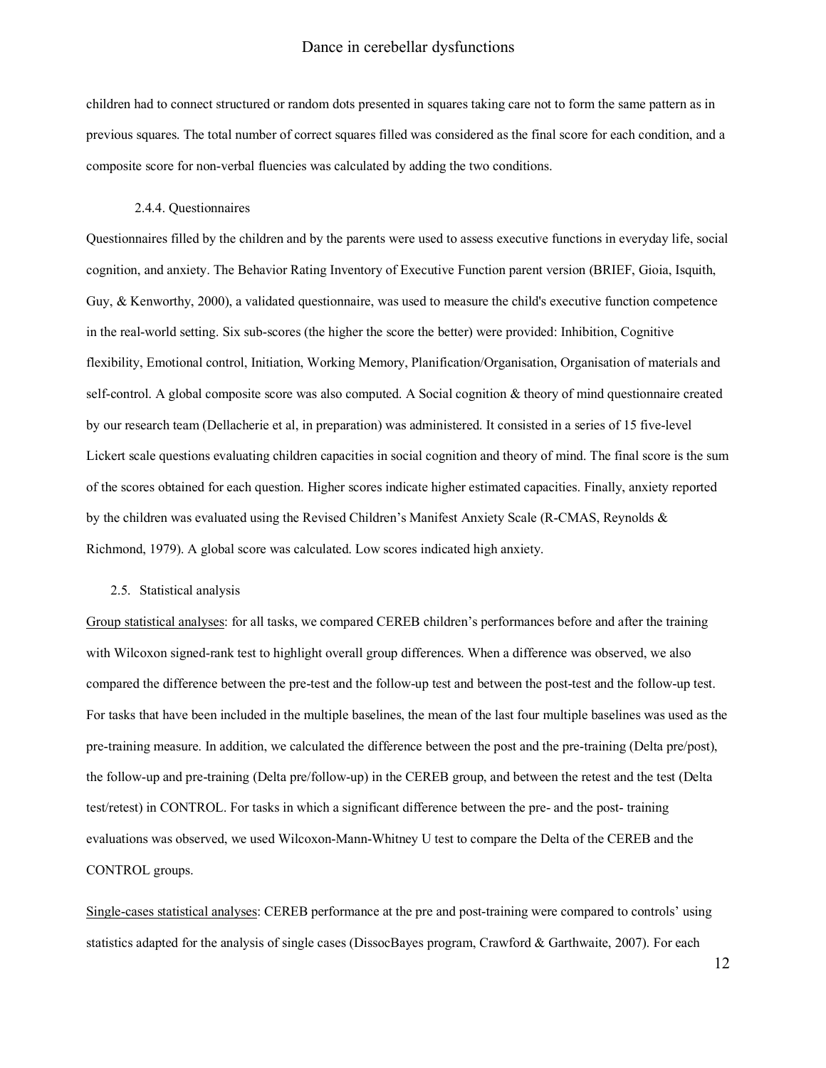children had to connect structured or random dots presented in squares taking care not to form the same pattern as in previous squares. The total number of correct squares filled was considered as the final score for each condition, and a composite score for non-verbal fluencies was calculated by adding the two conditions.

#### 2.4.4. Questionnaires

Questionnaires filled by the children and by the parents were used to assess executive functions in everyday life, social cognition, and anxiety. The Behavior Rating Inventory of Executive Function parent version (BRIEF, Gioia, Isquith, Guy, & Kenworthy, 2000), a validated questionnaire, was used to measure the child's executive function competence in the real-world setting. Six sub-scores (the higher the score the better) were provided: Inhibition, Cognitive flexibility, Emotional control, Initiation, Working Memory, Planification/Organisation, Organisation of materials and self-control. A global composite score was also computed. A Social cognition & theory of mind questionnaire created by our research team (Dellacherie et al, in preparation) was administered. It consisted in a series of 15 five-level Lickert scale questions evaluating children capacities in social cognition and theory of mind. The final score is the sum of the scores obtained for each question. Higher scores indicate higher estimated capacities. Finally, anxiety reported by the children was evaluated using the Revised Children's Manifest Anxiety Scale (R-CMAS, Reynolds & Richmond, 1979). A global score was calculated. Low scores indicated high anxiety.

### 2.5. Statistical analysis

Group statistical analyses: for all tasks, we compared CEREB children's performances before and after the training with Wilcoxon signed-rank test to highlight overall group differences. When a difference was observed, we also compared the difference between the pre-test and the follow-up test and between the post-test and the follow-up test. For tasks that have been included in the multiple baselines, the mean of the last four multiple baselines was used as the pre-training measure. In addition, we calculated the difference between the post and the pre-training (Delta pre/post), the follow-up and pre-training (Delta pre/follow-up) in the CEREB group, and between the retest and the test (Delta test/retest) in CONTROL. For tasks in which a significant difference between the pre- and the post- training evaluations was observed, we used Wilcoxon-Mann-Whitney U test to compare the Delta of the CEREB and the CONTROL groups.

Single-cases statistical analyses: CEREB performance at the pre and post-training were compared to controls' using statistics adapted for the analysis of single cases (DissocBayes program, Crawford & Garthwaite, 2007). For each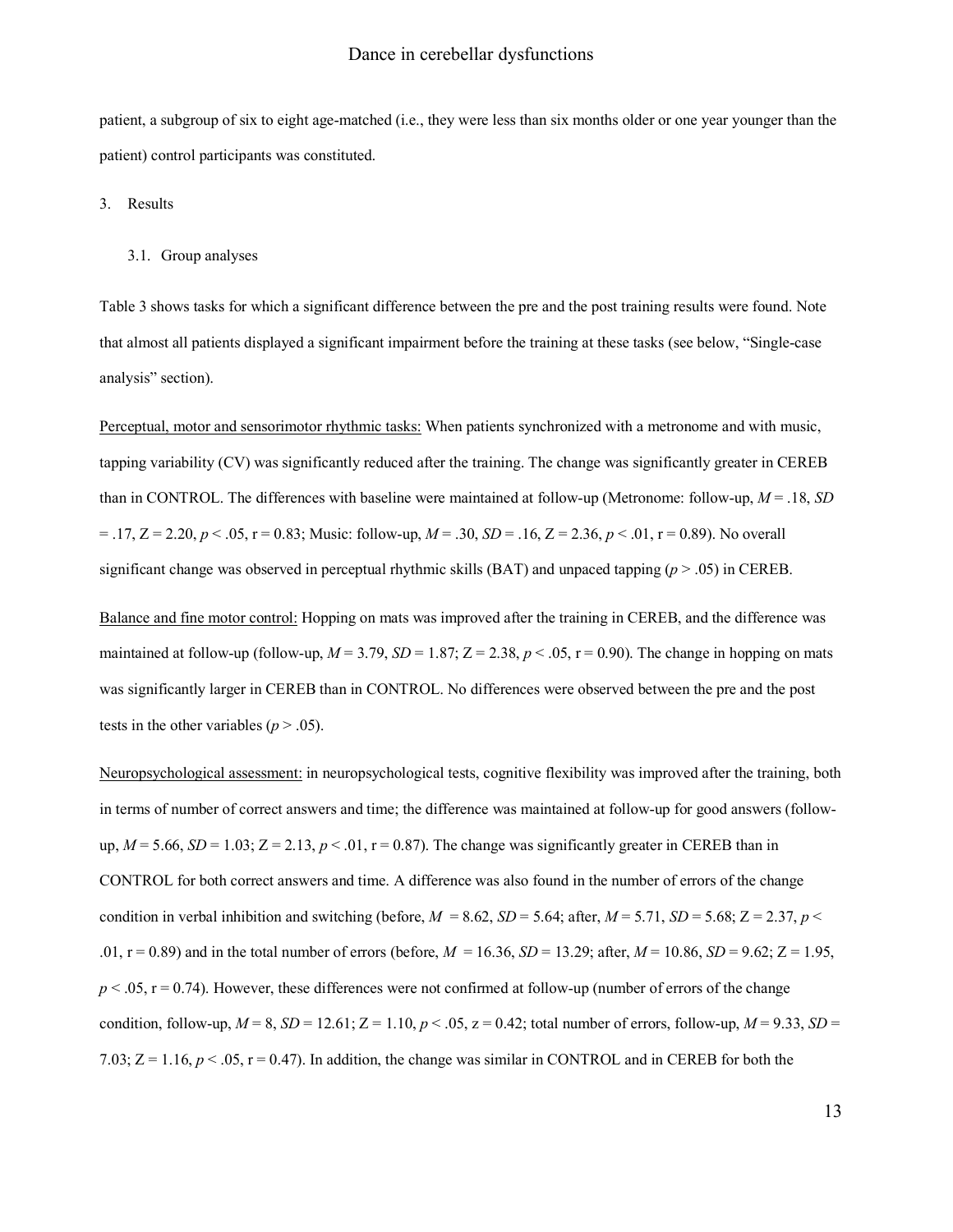patient, a subgroup of six to eight age-matched (i.e., they were less than six months older or one year younger than the patient) control participants was constituted.

## 3. Results

### 3.1. Group analyses

Table 3 shows tasks for which a significant difference between the pre and the post training results were found. Note that almost all patients displayed a significant impairment before the training at these tasks (see below, "Single-case analysis" section).

Perceptual, motor and sensorimotor rhythmic tasks: When patients synchronized with a metronome and with music, tapping variability (CV) was significantly reduced after the training. The change was significantly greater in CEREB than in CONTROL. The differences with baseline were maintained at follow-up (Metronome: follow-up, $M = .18$, $SD = .17$, $Z = 2.20$, $p < .05$, $r = 0.83$; Music: follow-up, $M = .30$, $SD = .16$, $Z = 2.36$, $p < .01$, $r = 0.89$). No overall significant change was observed in perceptual rhythmic skills (BAT) and unpaced tapping ($p > .05$) in CEREB.

Balance and fine motor control: Hopping on mats was improved after the training in CEREB, and the difference was maintained at follow-up (follow-up, $M = 3.79$, $SD = 1.87$; $Z = 2.38$, $p < .05$, $r = 0.90$). The change in hopping on mats was significantly larger in CEREB than in CONTROL. No differences were observed between the pre and the post tests in the other variables ($p > .05$).

Neuropsychological assessment: in neuropsychological tests, cognitive flexibility was improved after the training, both in terms of number of correct answers and time; the difference was maintained at follow-up for good answers (follow-up, $M = 5.66$, $SD = 1.03$; $Z = 2.13$, $p < .01$, $r = 0.87$). The change was significantly greater in CEREB than in CONTROL for both correct answers and time. A difference was also found in the number of errors of the change condition in verbal inhibition and switching (before, $M = 8.62$, $SD = 5.64$; after, $M = 5.71$, $SD = 5.68$; $Z = 2.37$, $p < .01$, $r = 0.89$) and in the total number of errors (before, $M = 16.36$, $SD = 13.29$; after, $M = 10.86$, $SD = 9.62$; $Z = 1.95$, $p < .05$, $r = 0.74$). However, these differences were not confirmed at follow-up (number of errors of the change condition, follow-up, $M = 8$, $SD = 12.61$; $Z = 1.10$, $p < .05$, $z = 0.42$; total number of errors, follow-up, $M = 9.33$, $SD = 7.03$; $Z = 1.16$, $p < .05$, $r = 0.47$). In addition, the change was similar in CONTROL and in CEREB for both the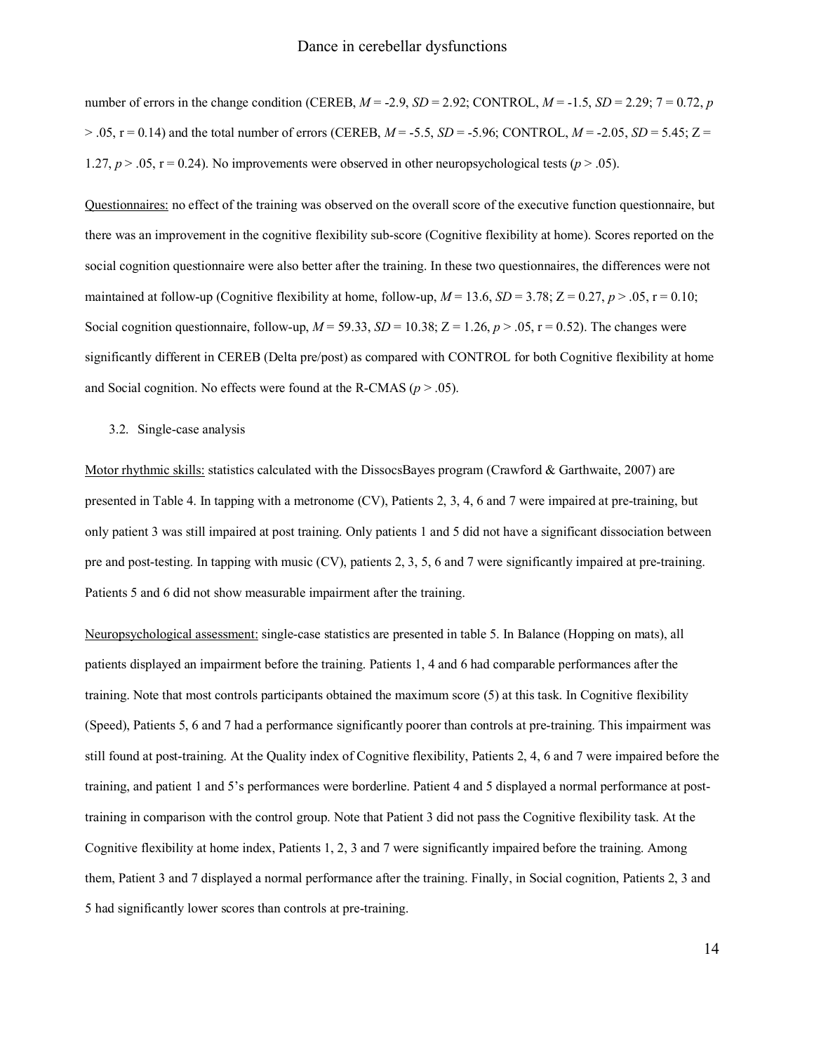number of errors in the change condition (CEREB, $M = -2.9$, $SD = 2.92$; CONTROL, $M = -1.5$, $SD = 2.29$; $7 = 0.72$, $p > .05$, $r = 0.14$) and the total number of errors (CEREB, $M = -5.5$, $SD = -5.96$; CONTROL, $M = -2.05$, $SD = 5.45$; $Z = 1.27$, $p > .05$, $r = 0.24$). No improvements were observed in other neuropsychological tests ($p > .05$).

Questionnaires: no effect of the training was observed on the overall score of the executive function questionnaire, but there was an improvement in the cognitive flexibility sub-score (Cognitive flexibility at home). Scores reported on the social cognition questionnaire were also better after the training. In these two questionnaires, the differences were not maintained at follow-up (Cognitive flexibility at home, follow-up, $M = 13.6$, $SD = 3.78$; $Z = 0.27$, $p > .05$, $r = 0.10$; Social cognition questionnaire, follow-up, $M = 59.33$, $SD = 10.38$; $Z = 1.26$, $p > .05$, $r = 0.52$). The changes were significantly different in CEREB (Delta pre/post) as compared with CONTROL for both Cognitive flexibility at home and Social cognition. No effects were found at the R-CMAS ($p > .05$).

### 3.2. Single-case analysis

Motor rhythmic skills: statistics calculated with the DissocsBayes program (Crawford & Garthwaite, 2007) are presented in Table 4. In tapping with a metronome (CV), Patients 2, 3, 4, 6 and 7 were impaired at pre-training, but only patient 3 was still impaired at post training. Only patients 1 and 5 did not have a significant dissociation between pre and post-testing. In tapping with music (CV), patients 2, 3, 5, 6 and 7 were significantly impaired at pre-training. Patients 5 and 6 did not show measurable impairment after the training.

Neuropsychological assessment: single-case statistics are presented in table 5. In Balance (Hopping on mats), all patients displayed an impairment before the training. Patients 1, 4 and 6 had comparable performances after the training. Note that most controls participants obtained the maximum score (5) at this task. In Cognitive flexibility (Speed), Patients 5, 6 and 7 had a performance significantly poorer than controls at pre-training. This impairment was still found at post-training. At the Quality index of Cognitive flexibility, Patients 2, 4, 6 and 7 were impaired before the training, and patient 1 and 5's performances were borderline. Patient 4 and 5 displayed a normal performance at post-training in comparison with the control group. Note that Patient 3 did not pass the Cognitive flexibility task. At the Cognitive flexibility at home index, Patients 1, 2, 3 and 7 were significantly impaired before the training. Among them, Patient 3 and 7 displayed a normal performance after the training. Finally, in Social cognition, Patients 2, 3 and 5 had significantly lower scores than controls at pre-training.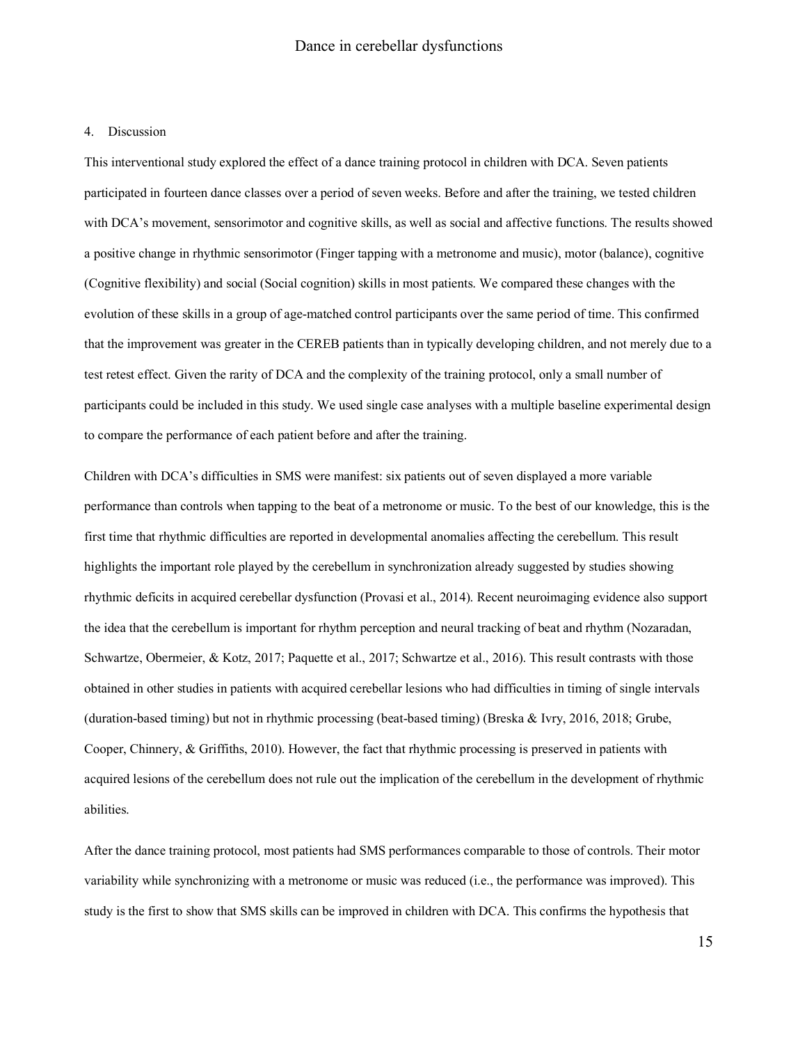## 4. Discussion

This interventional study explored the effect of a dance training protocol in children with DCA. Seven patients participated in fourteen dance classes over a period of seven weeks. Before and after the training, we tested children with DCA's movement, sensorimotor and cognitive skills, as well as social and affective functions. The results showed a positive change in rhythmic sensorimotor (Finger tapping with a metronome and music), motor (balance), cognitive (Cognitive flexibility) and social (Social cognition) skills in most patients. We compared these changes with the evolution of these skills in a group of age-matched control participants over the same period of time. This confirmed that the improvement was greater in the CEREB patients than in typically developing children, and not merely due to a test retest effect. Given the rarity of DCA and the complexity of the training protocol, only a small number of participants could be included in this study. We used single case analyses with a multiple baseline experimental design to compare the performance of each patient before and after the training.

Children with DCA's difficulties in SMS were manifest: six patients out of seven displayed a more variable performance than controls when tapping to the beat of a metronome or music. To the best of our knowledge, this is the first time that rhythmic difficulties are reported in developmental anomalies affecting the cerebellum. This result highlights the important role played by the cerebellum in synchronization already suggested by studies showing rhythmic deficits in acquired cerebellar dysfunction (Provasi et al., 2014). Recent neuroimaging evidence also support the idea that the cerebellum is important for rhythm perception and neural tracking of beat and rhythm (Nozaradan, Schwartze, Obermeier, & Kotz, 2017; Paquette et al., 2017; Schwartze et al., 2016). This result contrasts with those obtained in other studies in patients with acquired cerebellar lesions who had difficulties in timing of single intervals (duration-based timing) but not in rhythmic processing (beat-based timing) (Breska & Ivry, 2016, 2018; Grube, Cooper, Chinnery, & Griffiths, 2010). However, the fact that rhythmic processing is preserved in patients with acquired lesions of the cerebellum does not rule out the implication of the cerebellum in the development of rhythmic abilities.

After the dance training protocol, most patients had SMS performances comparable to those of controls. Their motor variability while synchronizing with a metronome or music was reduced (i.e., the performance was improved). This study is the first to show that SMS skills can be improved in children with DCA. This confirms the hypothesis that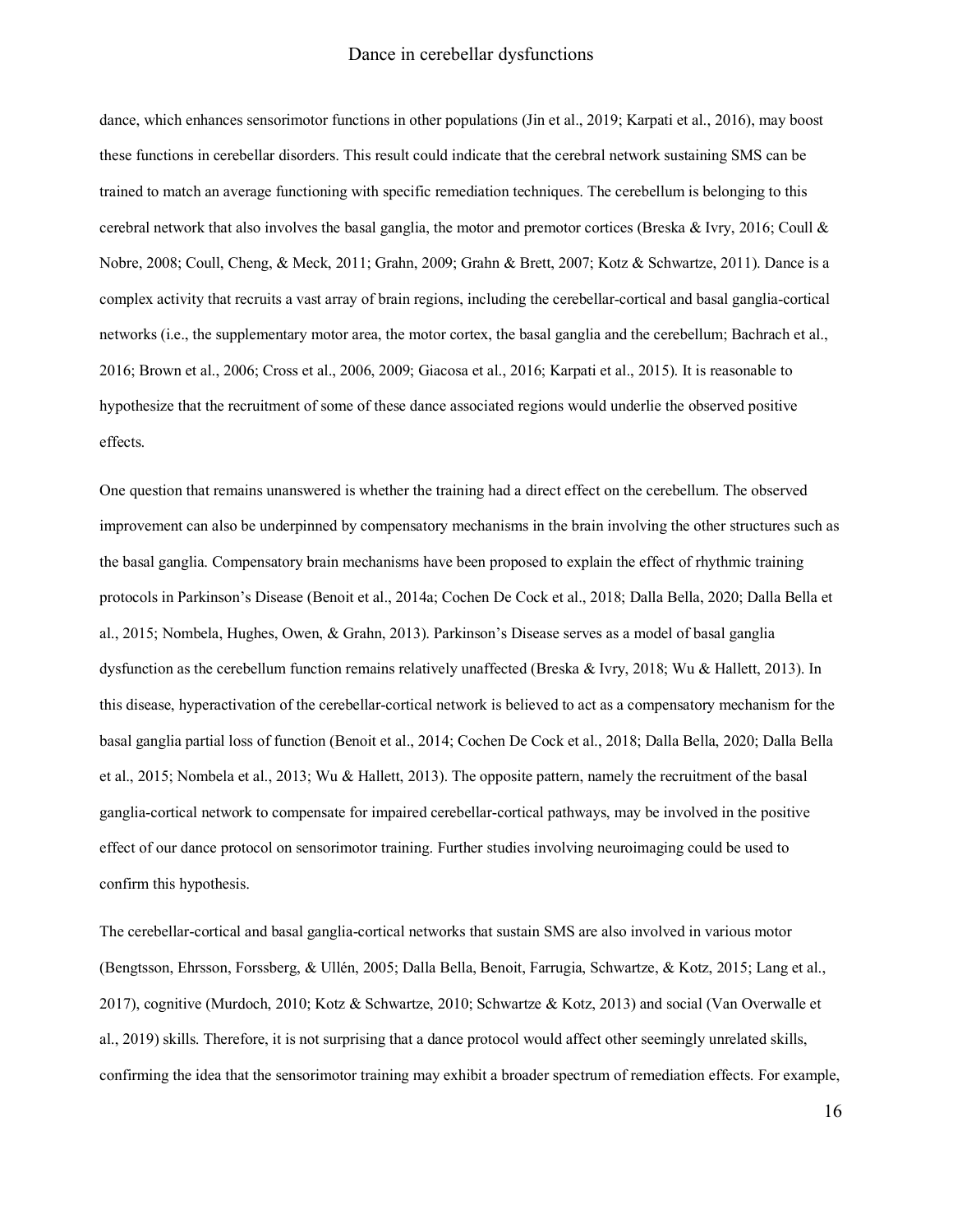dance, which enhances sensorimotor functions in other populations (Jin et al., 2019; Karpati et al., 2016), may boost these functions in cerebellar disorders. This result could indicate that the cerebral network sustaining SMS can be trained to match an average functioning with specific remediation techniques. The cerebellum is belonging to this cerebral network that also involves the basal ganglia, the motor and premotor cortices (Breska & Ivry, 2016; Coull & Nobre, 2008; Coull, Cheng, & Meck, 2011; Grahn, 2009; Grahn & Brett, 2007; Kotz & Schwartze, 2011). Dance is a complex activity that recruits a vast array of brain regions, including the cerebellar-cortical and basal ganglia-cortical networks (i.e., the supplementary motor area, the motor cortex, the basal ganglia and the cerebellum; Bachrach et al., 2016; Brown et al., 2006; Cross et al., 2006, 2009; Giacosa et al., 2016; Karpati et al., 2015). It is reasonable to hypothesize that the recruitment of some of these dance associated regions would underlie the observed positive effects.

One question that remains unanswered is whether the training had a direct effect on the cerebellum. The observed improvement can also be underpinned by compensatory mechanisms in the brain involving the other structures such as the basal ganglia. Compensatory brain mechanisms have been proposed to explain the effect of rhythmic training protocols in Parkinson's Disease (Benoit et al., 2014a; Cochen De Cock et al., 2018; Dalla Bella, 2020; Dalla Bella et al., 2015; Nombela, Hughes, Owen, & Grahn, 2013). Parkinson's Disease serves as a model of basal ganglia dysfunction as the cerebellum function remains relatively unaffected (Breska & Ivry, 2018; Wu & Hallett, 2013). In this disease, hyperactivation of the cerebellar-cortical network is believed to act as a compensatory mechanism for the basal ganglia partial loss of function (Benoit et al., 2014; Cochen De Cock et al., 2018; Dalla Bella, 2020; Dalla Bella et al., 2015; Nombela et al., 2013; Wu & Hallett, 2013). The opposite pattern, namely the recruitment of the basal ganglia-cortical network to compensate for impaired cerebellar-cortical pathways, may be involved in the positive effect of our dance protocol on sensorimotor training. Further studies involving neuroimaging could be used to confirm this hypothesis.

The cerebellar-cortical and basal ganglia-cortical networks that sustain SMS are also involved in various motor (Bengtsson, Ehrsson, Forssberg, & Ullén, 2005; Dalla Bella, Benoit, Farrugia, Schwartze, & Kotz, 2015; Lang et al., 2017), cognitive (Murdoch, 2010; Kotz & Schwartze, 2010; Schwartze & Kotz, 2013) and social (Van Overwalle et al., 2019) skills. Therefore, it is not surprising that a dance protocol would affect other seemingly unrelated skills, confirming the idea that the sensorimotor training may exhibit a broader spectrum of remediation effects. For example,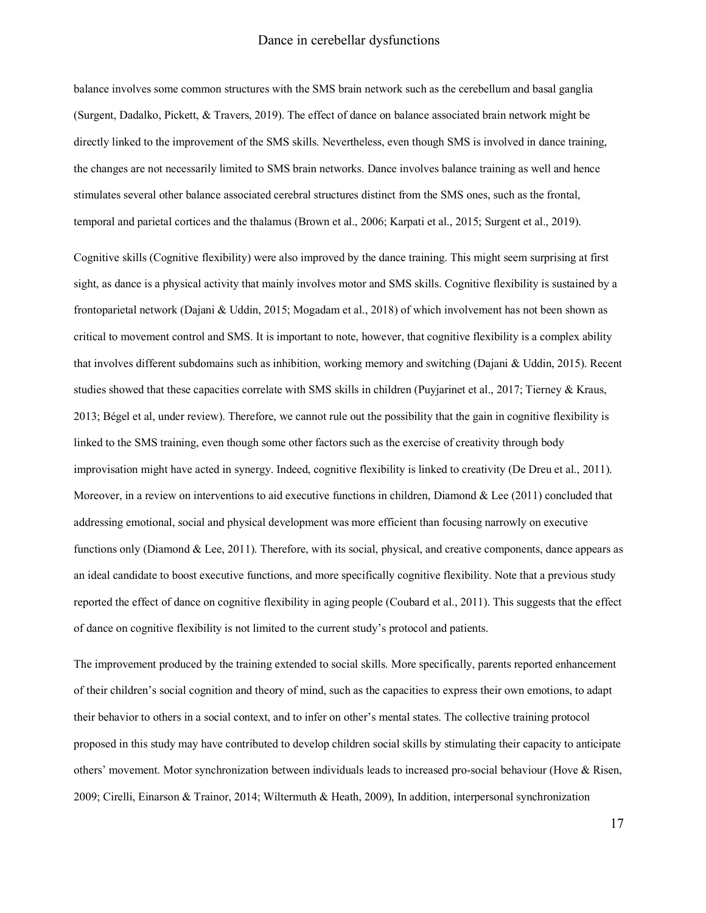balance involves some common structures with the SMS brain network such as the cerebellum and basal ganglia (Surgent, Dadalko, Pickett, & Travers, 2019). The effect of dance on balance associated brain network might be directly linked to the improvement of the SMS skills. Nevertheless, even though SMS is involved in dance training, the changes are not necessarily limited to SMS brain networks. Dance involves balance training as well and hence stimulates several other balance associated cerebral structures distinct from the SMS ones, such as the frontal, temporal and parietal cortices and the thalamus (Brown et al., 2006; Karpati et al., 2015; Surgent et al., 2019).

Cognitive skills (Cognitive flexibility) were also improved by the dance training. This might seem surprising at first sight, as dance is a physical activity that mainly involves motor and SMS skills. Cognitive flexibility is sustained by a frontoparietal network (Dajani & Uddin, 2015; Mogadam et al., 2018) of which involvement has not been shown as critical to movement control and SMS. It is important to note, however, that cognitive flexibility is a complex ability that involves different subdomains such as inhibition, working memory and switching (Dajani & Uddin, 2015). Recent studies showed that these capacities correlate with SMS skills in children (Puyjarinet et al., 2017; Tierney & Kraus, 2013; Bégel et al, under review). Therefore, we cannot rule out the possibility that the gain in cognitive flexibility is linked to the SMS training, even though some other factors such as the exercise of creativity through body improvisation might have acted in synergy. Indeed, cognitive flexibility is linked to creativity (De Dreu et al., 2011). Moreover, in a review on interventions to aid executive functions in children, Diamond & Lee (2011) concluded that addressing emotional, social and physical development was more efficient than focusing narrowly on executive functions only (Diamond & Lee, 2011). Therefore, with its social, physical, and creative components, dance appears as an ideal candidate to boost executive functions, and more specifically cognitive flexibility. Note that a previous study reported the effect of dance on cognitive flexibility in aging people (Coubard et al., 2011). This suggests that the effect of dance on cognitive flexibility is not limited to the current study's protocol and patients.

The improvement produced by the training extended to social skills. More specifically, parents reported enhancement of their children's social cognition and theory of mind, such as the capacities to express their own emotions, to adapt their behavior to others in a social context, and to infer on other's mental states. The collective training protocol proposed in this study may have contributed to develop children social skills by stimulating their capacity to anticipate others' movement. Motor synchronization between individuals leads to increased pro-social behaviour (Hove & Risen, 2009; Cirelli, Einarson & Trainor, 2014; Wiltermuth & Heath, 2009), In addition, interpersonal synchronization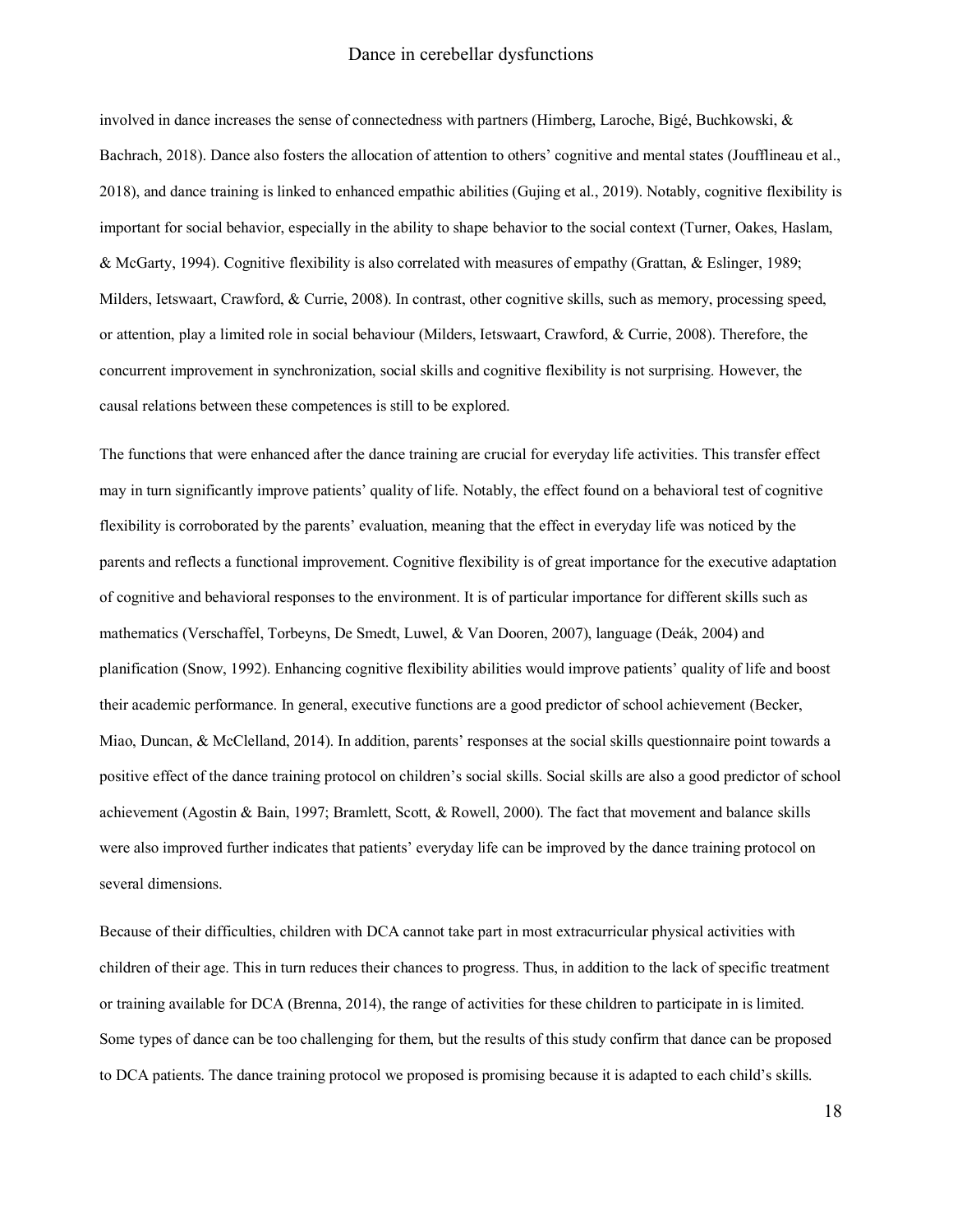involved in dance increases the sense of connectedness with partners (Himberg, Laroche, Bigé, Buchkowski, & Bachrach, 2018). Dance also fosters the allocation of attention to others' cognitive and mental states (Joufflineau et al., 2018), and dance training is linked to enhanced empathic abilities (Gujing et al., 2019). Notably, cognitive flexibility is important for social behavior, especially in the ability to shape behavior to the social context (Turner, Oakes, Haslam, & McGarty, 1994). Cognitive flexibility is also correlated with measures of empathy (Grattan, & Eslinger, 1989; Milders, Ietswaart, Crawford, & Currie, 2008). In contrast, other cognitive skills, such as memory, processing speed, or attention, play a limited role in social behaviour (Milders, Ietswaart, Crawford, & Currie, 2008). Therefore, the concurrent improvement in synchronization, social skills and cognitive flexibility is not surprising. However, the causal relations between these competences is still to be explored.

The functions that were enhanced after the dance training are crucial for everyday life activities. This transfer effect may in turn significantly improve patients' quality of life. Notably, the effect found on a behavioral test of cognitive flexibility is corroborated by the parents' evaluation, meaning that the effect in everyday life was noticed by the parents and reflects a functional improvement. Cognitive flexibility is of great importance for the executive adaptation of cognitive and behavioral responses to the environment. It is of particular importance for different skills such as mathematics (Verschaffel, Torbeyns, De Smedt, Luwel, & Van Dooren, 2007), language (Deák, 2004) and planification (Snow, 1992). Enhancing cognitive flexibility abilities would improve patients' quality of life and boost their academic performance. In general, executive functions are a good predictor of school achievement (Becker, Miao, Duncan, & McClelland, 2014). In addition, parents' responses at the social skills questionnaire point towards a positive effect of the dance training protocol on children's social skills. Social skills are also a good predictor of school achievement (Agostin & Bain, 1997; Bramlett, Scott, & Rowell, 2000). The fact that movement and balance skills were also improved further indicates that patients' everyday life can be improved by the dance training protocol on several dimensions.

Because of their difficulties, children with DCA cannot take part in most extracurricular physical activities with children of their age. This in turn reduces their chances to progress. Thus, in addition to the lack of specific treatment or training available for DCA (Brenna, 2014), the range of activities for these children to participate in is limited. Some types of dance can be too challenging for them, but the results of this study confirm that dance can be proposed to DCA patients. The dance training protocol we proposed is promising because it is adapted to each child's skills.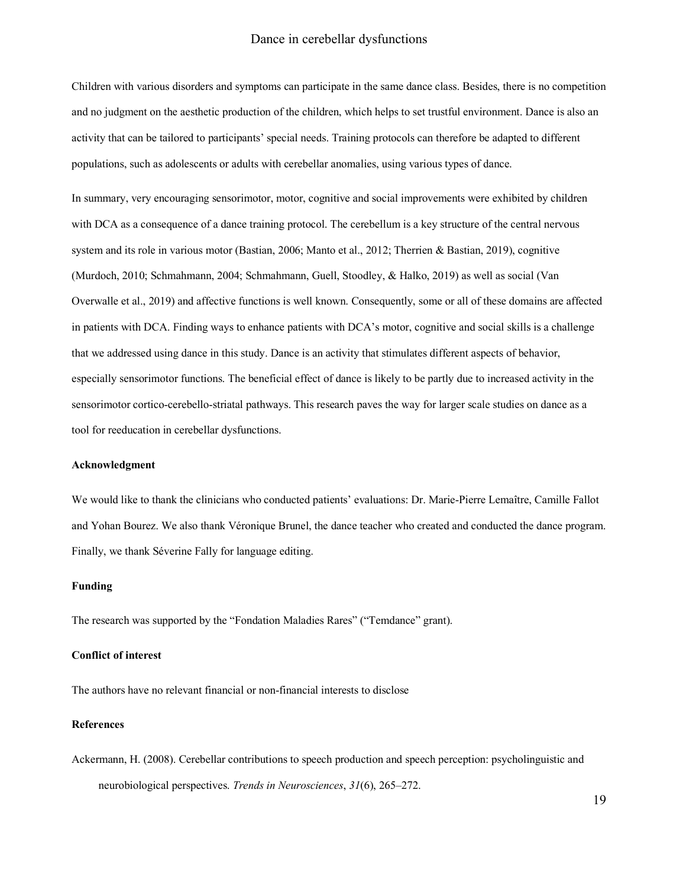Children with various disorders and symptoms can participate in the same dance class. Besides, there is no competition and no judgment on the aesthetic production of the children, which helps to set trustful environment. Dance is also an activity that can be tailored to participants' special needs. Training protocols can therefore be adapted to different populations, such as adolescents or adults with cerebellar anomalies, using various types of dance.

In summary, very encouraging sensorimotor, motor, cognitive and social improvements were exhibited by children with DCA as a consequence of a dance training protocol. The cerebellum is a key structure of the central nervous system and its role in various motor (Bastian, 2006; Manto et al., 2012; Therrien & Bastian, 2019), cognitive (Murdoch, 2010; Schmahmann, 2004; Schmahmann, Guell, Stoodley, & Halko, 2019) as well as social (Van Overwalle et al., 2019) and affective functions is well known. Consequently, some or all of these domains are affected in patients with DCA. Finding ways to enhance patients with DCA's motor, cognitive and social skills is a challenge that we addressed using dance in this study. Dance is an activity that stimulates different aspects of behavior, especially sensorimotor functions. The beneficial effect of dance is likely to be partly due to increased activity in the sensorimotor cortico-cerebello-striatal pathways. This research paves the way for larger scale studies on dance as a tool for reeducation in cerebellar dysfunctions.

### Acknowledgment

We would like to thank the clinicians who conducted patients' evaluations: Dr. Marie-Pierre Lemaître, Camille Fallot and Yohan Bourez. We also thank Véronique Brunel, the dance teacher who created and conducted the dance program. Finally, we thank Séverine Fally for language editing.

### Funding

The research was supported by the "Fondation Maladies Rares" ("Temdance" grant).

### Conflict of interest

The authors have no relevant financial or non-financial interests to disclose

### References

Ackermann, H. (2008). Cerebellar contributions to speech production and speech perception: psycholinguistic and neurobiological perspectives. *Trends in Neurosciences*, *31*(6), 265–272.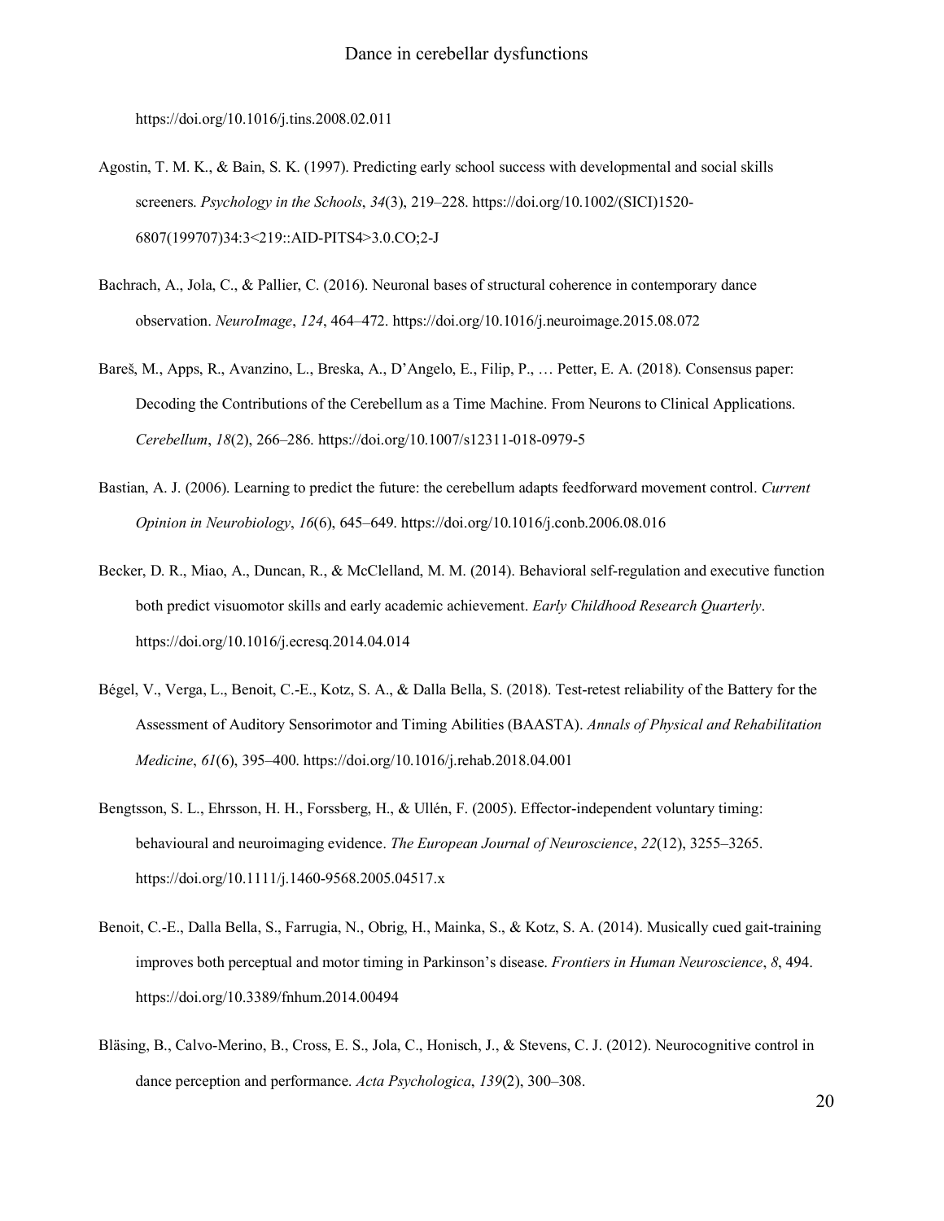https://doi.org/10.1016/j.tins.2008.02.011

Agostin, T. M. K., & Bain, S. K. (1997). Predicting early school success with developmental and social skills screeners. *Psychology in the Schools*, *34*(3), 219–228. https://doi.org/10.1002/(SICI)1520-6807(199707)34:3<219::AID-PITS4>3.0.CO;2-J

Bachrach, A., Jola, C., & Pallier, C. (2016). Neuronal bases of structural coherence in contemporary dance observation. *NeuroImage*, *124*, 464–472. https://doi.org/10.1016/j.neuroimage.2015.08.072

Bareš, M., Apps, R., Avanzino, L., Breska, A., D'Angelo, E., Filip, P., … Petter, E. A. (2018). Consensus paper: Decoding the Contributions of the Cerebellum as a Time Machine. From Neurons to Clinical Applications. *Cerebellum*, *18*(2), 266–286. https://doi.org/10.1007/s12311-018-0979-5

Bastian, A. J. (2006). Learning to predict the future: the cerebellum adapts feedforward movement control. *Current Opinion in Neurobiology*, *16*(6), 645–649. https://doi.org/10.1016/j.conb.2006.08.016

Becker, D. R., Miao, A., Duncan, R., & McClelland, M. M. (2014). Behavioral self-regulation and executive function both predict visuomotor skills and early academic achievement. *Early Childhood Research Quarterly*. https://doi.org/10.1016/j.ecresq.2014.04.014

Bégel, V., Verga, L., Benoit, C.-E., Kotz, S. A., & Dalla Bella, S. (2018). Test-retest reliability of the Battery for the Assessment of Auditory Sensorimotor and Timing Abilities (BAASTA). *Annals of Physical and Rehabilitation Medicine*, *61*(6), 395–400. https://doi.org/10.1016/j.rehab.2018.04.001

Bengtsson, S. L., Ehrsson, H. H., Forssberg, H., & Ullén, F. (2005). Effector-independent voluntary timing: behavioural and neuroimaging evidence. *The European Journal of Neuroscience*, *22*(12), 3255–3265. https://doi.org/10.1111/j.1460-9568.2005.04517.x

Benoit, C.-E., Dalla Bella, S., Farrugia, N., Obrig, H., Mainka, S., & Kotz, S. A. (2014). Musically cued gait-training improves both perceptual and motor timing in Parkinson's disease. *Frontiers in Human Neuroscience*, *8*, 494. https://doi.org/10.3389/fnhum.2014.00494

Bläsing, B., Calvo-Merino, B., Cross, E. S., Jola, C., Honisch, J., & Stevens, C. J. (2012). Neurocognitive control in dance perception and performance. *Acta Psychologica*, *139*(2), 300–308.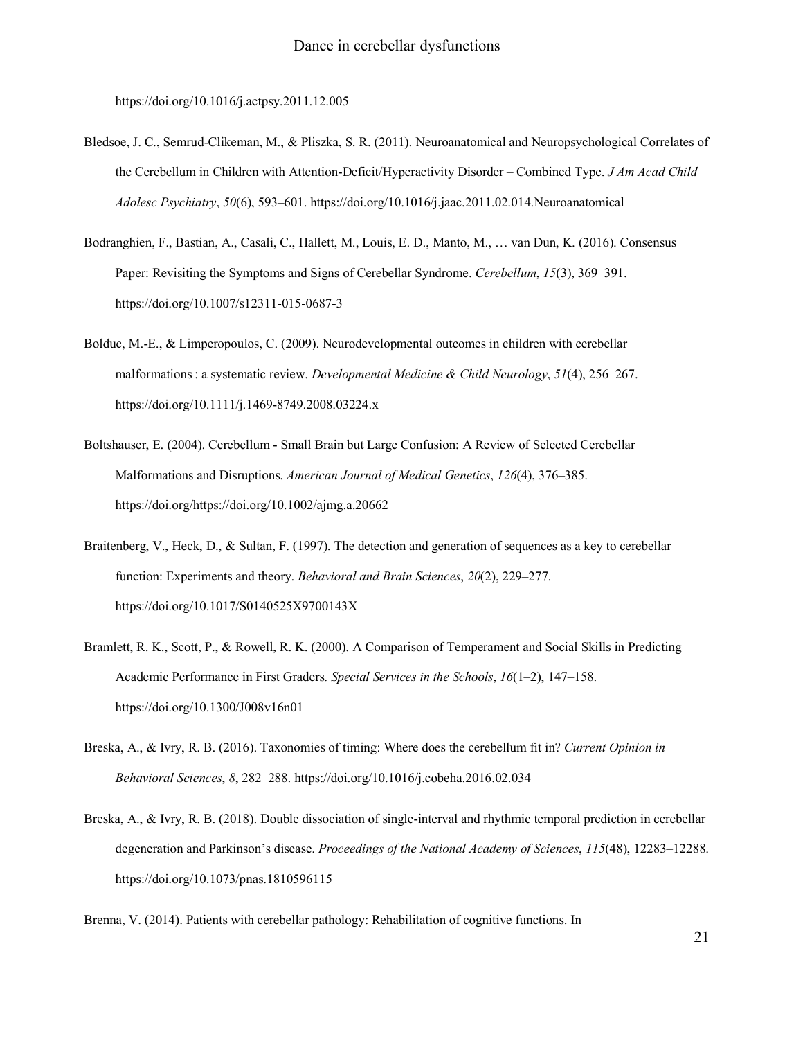https://doi.org/10.1016/j.actpsy.2011.12.005

Bledsoe, J. C., Semrud-Clikeman, M., & Pliszka, S. R. (2011). Neuroanatomical and Neuropsychological Correlates of the Cerebellum in Children with Attention-Deficit/Hyperactivity Disorder – Combined Type. *J Am Acad Child Adolesc Psychiatry*, *50*(6), 593–601. https://doi.org/10.1016/j.jaac.2011.02.014.Neuroanatomical

Bodranghien, F., Bastian, A., Casali, C., Hallett, M., Louis, E. D., Manto, M., … van Dun, K. (2016). Consensus Paper: Revisiting the Symptoms and Signs of Cerebellar Syndrome. *Cerebellum*, *15*(3), 369–391. https://doi.org/10.1007/s12311-015-0687-3

Bolduc, M.-E., & Limperopoulos, C. (2009). Neurodevelopmental outcomes in children with cerebellar malformations : a systematic review. *Developmental Medicine & Child Neurology*, *51*(4), 256–267. https://doi.org/10.1111/j.1469-8749.2008.03224.x

Boltshauser, E. (2004). Cerebellum - Small Brain but Large Confusion: A Review of Selected Cerebellar Malformations and Disruptions. *American Journal of Medical Genetics*, *126*(4), 376–385. https://doi.org/https://doi.org/10.1002/ajmg.a.20662

Braitenberg, V., Heck, D., & Sultan, F. (1997). The detection and generation of sequences as a key to cerebellar function: Experiments and theory. *Behavioral and Brain Sciences*, *20*(2), 229–277. https://doi.org/10.1017/S0140525X9700143X

Bramlett, R. K., Scott, P., & Rowell, R. K. (2000). A Comparison of Temperament and Social Skills in Predicting Academic Performance in First Graders. *Special Services in the Schools*, *16*(1–2), 147–158. https://doi.org/10.1300/J008v16n01

Breska, A., & Ivry, R. B. (2016). Taxonomies of timing: Where does the cerebellum fit in? *Current Opinion in Behavioral Sciences*, *8*, 282–288. https://doi.org/10.1016/j.cobeha.2016.02.034

Breska, A., & Ivry, R. B. (2018). Double dissociation of single-interval and rhythmic temporal prediction in cerebellar degeneration and Parkinson's disease. *Proceedings of the National Academy of Sciences*, *115*(48), 12283–12288. https://doi.org/10.1073/pnas.1810596115

Brenna, V. (2014). Patients with cerebellar pathology: Rehabilitation of cognitive functions. In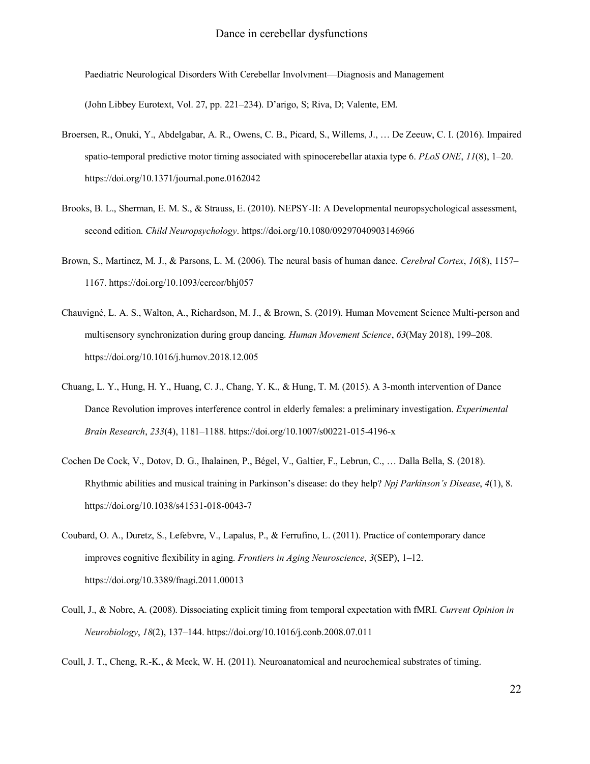Paediatric Neurological Disorders With Cerebellar Involvment—Diagnosis and Management (John Libbey Eurotext, Vol. 27, pp. 221–234). D'arigo, S; Riva, D; Valente, EM.

Broersen, R., Onuki, Y., Abdelgabar, A. R., Owens, C. B., Picard, S., Willems, J., … De Zeeuw, C. I. (2016). Impaired spatio-temporal predictive motor timing associated with spinocerebellar ataxia type 6. *PLoS ONE*, *11*(8), 1–20. https://doi.org/10.1371/journal.pone.0162042

Brooks, B. L., Sherman, E. M. S., & Strauss, E. (2010). NEPSY-II: A Developmental neuropsychological assessment, second edition. *Child Neuropsychology*. https://doi.org/10.1080/09297040903146966

Brown, S., Martinez, M. J., & Parsons, L. M. (2006). The neural basis of human dance. *Cerebral Cortex*, *16*(8), 1157–1167. https://doi.org/10.1093/cercor/bhj057

Chauvigné, L. A. S., Walton, A., Richardson, M. J., & Brown, S. (2019). Human Movement Science Multi-person and multisensory synchronization during group dancing. *Human Movement Science*, *63*(May 2018), 199–208. https://doi.org/10.1016/j.humov.2018.12.005

Chuang, L. Y., Hung, H. Y., Huang, C. J., Chang, Y. K., & Hung, T. M. (2015). A 3-month intervention of Dance Dance Revolution improves interference control in elderly females: a preliminary investigation. *Experimental Brain Research*, *233*(4), 1181–1188. https://doi.org/10.1007/s00221-015-4196-x

Cochen De Cock, V., Dotov, D. G., Ihalainen, P., Bégel, V., Galtier, F., Lebrun, C., … Dalla Bella, S. (2018). Rhythmic abilities and musical training in Parkinson's disease: do they help? *Npj Parkinson's Disease*, *4*(1), 8. https://doi.org/10.1038/s41531-018-0043-7

Coubard, O. A., Duretz, S., Lefebvre, V., Lapalus, P., & Ferrufino, L. (2011). Practice of contemporary dance improves cognitive flexibility in aging. *Frontiers in Aging Neuroscience*, *3*(SEP), 1–12. https://doi.org/10.3389/fnagi.2011.00013

Coull, J., & Nobre, A. (2008). Dissociating explicit timing from temporal expectation with fMRI. *Current Opinion in Neurobiology*, *18*(2), 137–144. https://doi.org/10.1016/j.conb.2008.07.011

Coull, J. T., Cheng, R.-K., & Meck, W. H. (2011). Neuroanatomical and neurochemical substrates of timing.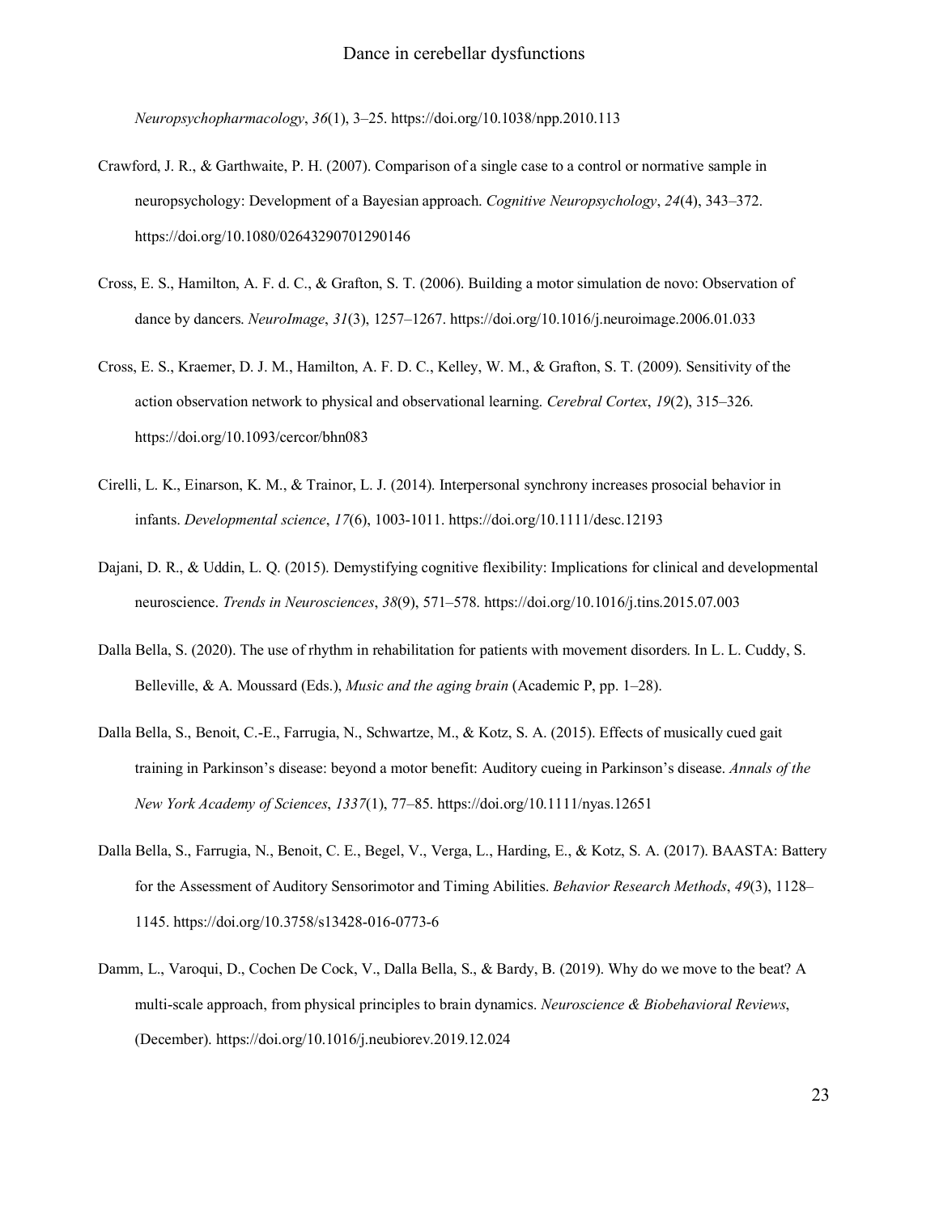*Neuropsychopharmacology*, *36*(1), 3–25. https://doi.org/10.1038/npp.2010.113

Crawford, J. R., & Garthwaite, P. H. (2007). Comparison of a single case to a control or normative sample in neuropsychology: Development of a Bayesian approach. *Cognitive Neuropsychology*, *24*(4), 343–372. https://doi.org/10.1080/02643290701290146

Cross, E. S., Hamilton, A. F. d. C., & Grafton, S. T. (2006). Building a motor simulation de novo: Observation of dance by dancers. *NeuroImage*, *31*(3), 1257–1267. https://doi.org/10.1016/j.neuroimage.2006.01.033

Cross, E. S., Kraemer, D. J. M., Hamilton, A. F. D. C., Kelley, W. M., & Grafton, S. T. (2009). Sensitivity of the action observation network to physical and observational learning. *Cerebral Cortex*, *19*(2), 315–326. https://doi.org/10.1093/cercor/bhn083

Cirelli, L. K., Einarson, K. M., & Trainor, L. J. (2014). Interpersonal synchrony increases prosocial behavior in infants. *Developmental science*, *17*(6), 1003-1011. https://doi.org/10.1111/desc.12193

Dajani, D. R., & Uddin, L. Q. (2015). Demystifying cognitive flexibility: Implications for clinical and developmental neuroscience. *Trends in Neurosciences*, *38*(9), 571–578. https://doi.org/10.1016/j.tins.2015.07.003

Dalla Bella, S. (2020). The use of rhythm in rehabilitation for patients with movement disorders. In L. L. Cuddy, S. Belleville, & A. Moussard (Eds.), *Music and the aging brain* (Academic P, pp. 1–28).

Dalla Bella, S., Benoit, C.-E., Farrugia, N., Schwartze, M., & Kotz, S. A. (2015). Effects of musically cued gait training in Parkinson's disease: beyond a motor benefit: Auditory cueing in Parkinson's disease. *Annals of the New York Academy of Sciences*, *1337*(1), 77–85. https://doi.org/10.1111/nyas.12651

Dalla Bella, S., Farrugia, N., Benoit, C. E., Begel, V., Verga, L., Harding, E., & Kotz, S. A. (2017). BAASTA: Battery for the Assessment of Auditory Sensorimotor and Timing Abilities. *Behavior Research Methods*, *49*(3), 1128–1145. https://doi.org/10.3758/s13428-016-0773-6

Damm, L., Varoqui, D., Cochen De Cock, V., Dalla Bella, S., & Bardy, B. (2019). Why do we move to the beat? A multi-scale approach, from physical principles to brain dynamics. *Neuroscience & Biobehavioral Reviews*, (December). https://doi.org/10.1016/j.neubiorev.2019.12.024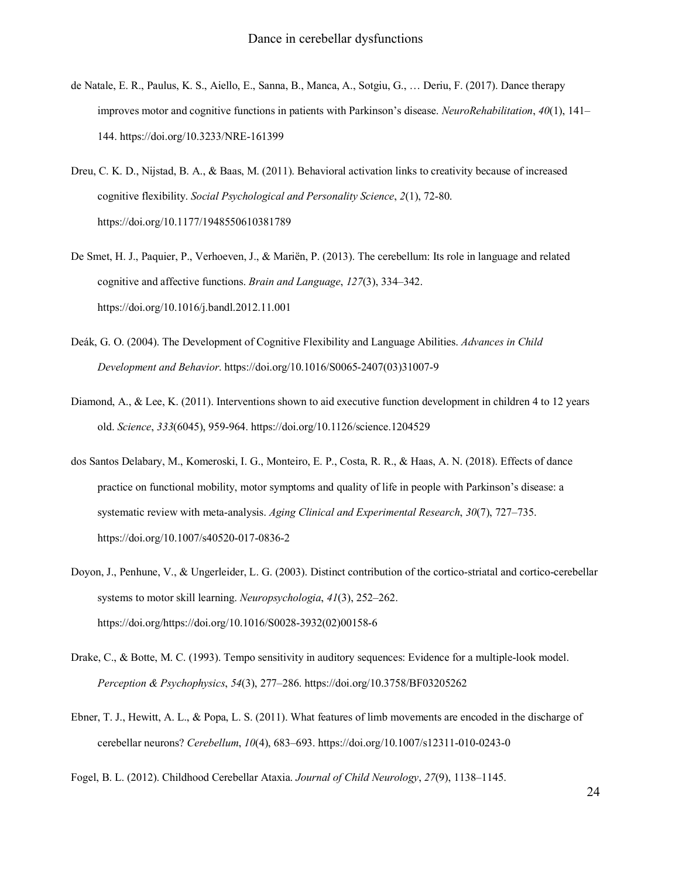de Natale, E. R., Paulus, K. S., Aiello, E., Sanna, B., Manca, A., Sotgiu, G., … Deriu, F. (2017). Dance therapy improves motor and cognitive functions in patients with Parkinson's disease. *NeuroRehabilitation*, *40*(1), 141–144. https://doi.org/10.3233/NRE-161399

Dreu, C. K. D., Nijstad, B. A., & Baas, M. (2011). Behavioral activation links to creativity because of increased cognitive flexibility. *Social Psychological and Personality Science*, *2*(1), 72-80. https://doi.org/10.1177/1948550610381789

De Smet, H. J., Paquier, P., Verhoeven, J., & Mariën, P. (2013). The cerebellum: Its role in language and related cognitive and affective functions. *Brain and Language*, *127*(3), 334–342. https://doi.org/10.1016/j.bandl.2012.11.001

Deák, G. O. (2004). The Development of Cognitive Flexibility and Language Abilities. *Advances in Child Development and Behavior*. https://doi.org/10.1016/S0065-2407(03)31007-9

Diamond, A., & Lee, K. (2011). Interventions shown to aid executive function development in children 4 to 12 years old. *Science*, *333*(6045), 959-964. https://doi.org/10.1126/science.1204529

dos Santos Delabary, M., Komeroski, I. G., Monteiro, E. P., Costa, R. R., & Haas, A. N. (2018). Effects of dance practice on functional mobility, motor symptoms and quality of life in people with Parkinson's disease: a systematic review with meta-analysis. *Aging Clinical and Experimental Research*, *30*(7), 727–735. https://doi.org/10.1007/s40520-017-0836-2

Doyon, J., Penhune, V., & Ungerleider, L. G. (2003). Distinct contribution of the cortico-striatal and cortico-cerebellar systems to motor skill learning. *Neuropsychologia*, *41*(3), 252–262. https://doi.org/https://doi.org/10.1016/S0028-3932(02)00158-6

Drake, C., & Botte, M. C. (1993). Tempo sensitivity in auditory sequences: Evidence for a multiple-look model. *Perception & Psychophysics*, *54*(3), 277–286. https://doi.org/10.3758/BF03205262

Ebner, T. J., Hewitt, A. L., & Popa, L. S. (2011). What features of limb movements are encoded in the discharge of cerebellar neurons? *Cerebellum*, *10*(4), 683–693. https://doi.org/10.1007/s12311-010-0243-0

Fogel, B. L. (2012). Childhood Cerebellar Ataxia. *Journal of Child Neurology*, *27*(9), 1138–1145.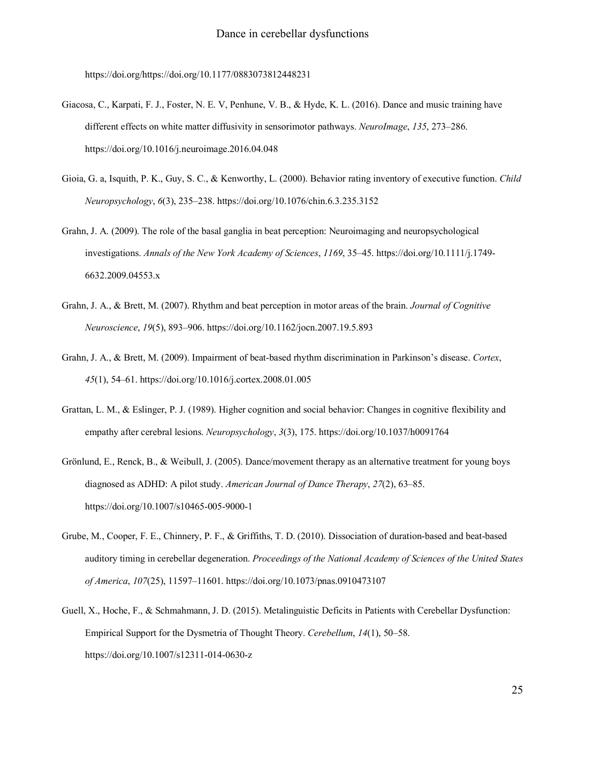https://doi.org/https://doi.org/10.1177/0883073812448231

Giacosa, C., Karpati, F. J., Foster, N. E. V, Penhune, V. B., & Hyde, K. L. (2016). Dance and music training have different effects on white matter diffusivity in sensorimotor pathways. *NeuroImage*, *135*, 273–286. https://doi.org/10.1016/j.neuroimage.2016.04.048

Gioia, G. a, Isquith, P. K., Guy, S. C., & Kenworthy, L. (2000). Behavior rating inventory of executive function. *Child Neuropsychology*, *6*(3), 235–238. https://doi.org/10.1076/chin.6.3.235.3152

Grahn, J. A. (2009). The role of the basal ganglia in beat perception: Neuroimaging and neuropsychological investigations. *Annals of the New York Academy of Sciences*, *1169*, 35–45. https://doi.org/10.1111/j.1749-6632.2009.04553.x

Grahn, J. A., & Brett, M. (2007). Rhythm and beat perception in motor areas of the brain. *Journal of Cognitive Neuroscience*, *19*(5), 893–906. https://doi.org/10.1162/jocn.2007.19.5.893

Grahn, J. A., & Brett, M. (2009). Impairment of beat-based rhythm discrimination in Parkinson's disease. *Cortex*, *45*(1), 54–61. https://doi.org/10.1016/j.cortex.2008.01.005

Grattan, L. M., & Eslinger, P. J. (1989). Higher cognition and social behavior: Changes in cognitive flexibility and empathy after cerebral lesions. *Neuropsychology*, *3*(3), 175. https://doi.org/10.1037/h0091764

Grönlund, E., Renck, B., & Weibull, J. (2005). Dance/movement therapy as an alternative treatment for young boys diagnosed as ADHD: A pilot study. *American Journal of Dance Therapy*, *27*(2), 63–85. https://doi.org/10.1007/s10465-005-9000-1

Grube, M., Cooper, F. E., Chinnery, P. F., & Griffiths, T. D. (2010). Dissociation of duration-based and beat-based auditory timing in cerebellar degeneration. *Proceedings of the National Academy of Sciences of the United States of America*, *107*(25), 11597–11601. https://doi.org/10.1073/pnas.0910473107

Guell, X., Hoche, F., & Schmahmann, J. D. (2015). Metalinguistic Deficits in Patients with Cerebellar Dysfunction: Empirical Support for the Dysmetria of Thought Theory. *Cerebellum*, *14*(1), 50–58. https://doi.org/10.1007/s12311-014-0630-z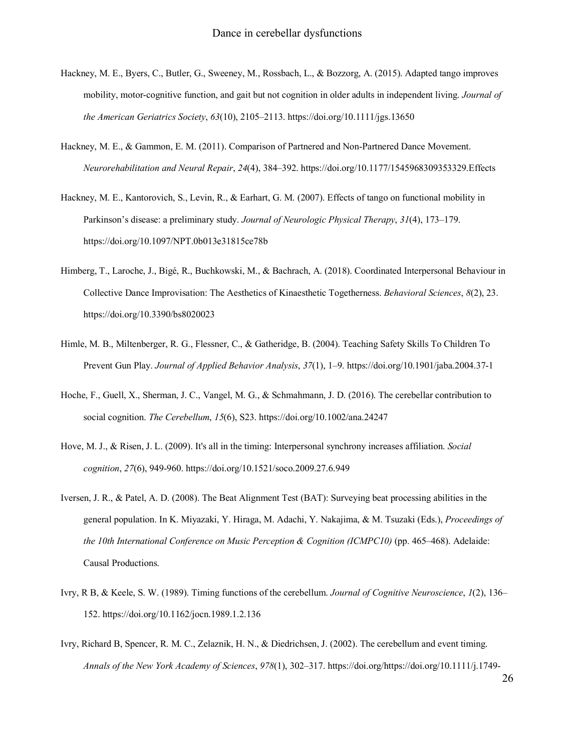Hackney, M. E., Byers, C., Butler, G., Sweeney, M., Rossbach, L., & Bozzorg, A. (2015). Adapted tango improves mobility, motor-cognitive function, and gait but not cognition in older adults in independent living. *Journal of the American Geriatrics Society*, *63*(10), 2105–2113. https://doi.org/10.1111/jgs.13650

Hackney, M. E., & Gammon, E. M. (2011). Comparison of Partnered and Non-Partnered Dance Movement. *Neurorehabilitation and Neural Repair*, *24*(4), 384–392. https://doi.org/10.1177/1545968309353329.Effects

Hackney, M. E., Kantorovich, S., Levin, R., & Earhart, G. M. (2007). Effects of tango on functional mobility in Parkinson's disease: a preliminary study. *Journal of Neurologic Physical Therapy*, *31*(4), 173–179. https://doi.org/10.1097/NPT.0b013e31815ce78b

Himberg, T., Laroche, J., Bigé, R., Buchkowski, M., & Bachrach, A. (2018). Coordinated Interpersonal Behaviour in Collective Dance Improvisation: The Aesthetics of Kinaesthetic Togetherness. *Behavioral Sciences*, *8*(2), 23. https://doi.org/10.3390/bs8020023

Himle, M. B., Miltenberger, R. G., Flessner, C., & Gatheridge, B. (2004). Teaching Safety Skills To Children To Prevent Gun Play. *Journal of Applied Behavior Analysis*, *37*(1), 1–9. https://doi.org/10.1901/jaba.2004.37-1

Hoche, F., Guell, X., Sherman, J. C., Vangel, M. G., & Schmahmann, J. D. (2016). The cerebellar contribution to social cognition. *The Cerebellum*, *15*(6), S23. https://doi.org/10.1002/ana.24247

Hove, M. J., & Risen, J. L. (2009). It's all in the timing: Interpersonal synchrony increases affiliation. *Social cognition*, *27*(6), 949-960. https://doi.org/10.1521/soco.2009.27.6.949

Iversen, J. R., & Patel, A. D. (2008). The Beat Alignment Test (BAT): Surveying beat processing abilities in the general population. In K. Miyazaki, Y. Hiraga, M. Adachi, Y. Nakajima, & M. Tsuzaki (Eds.), *Proceedings of the 10th International Conference on Music Perception & Cognition (ICMPC10)* (pp. 465–468). Adelaide: Causal Productions.

Ivry, R B, & Keele, S. W. (1989). Timing functions of the cerebellum. *Journal of Cognitive Neuroscience*, *1*(2), 136–152. https://doi.org/10.1162/jocn.1989.1.2.136

Ivry, Richard B, Spencer, R. M. C., Zelaznik, H. N., & Diedrichsen, J. (2002). The cerebellum and event timing. *Annals of the New York Academy of Sciences*, *978*(1), 302–317. https://doi.org/https://doi.org/10.1111/j.1749-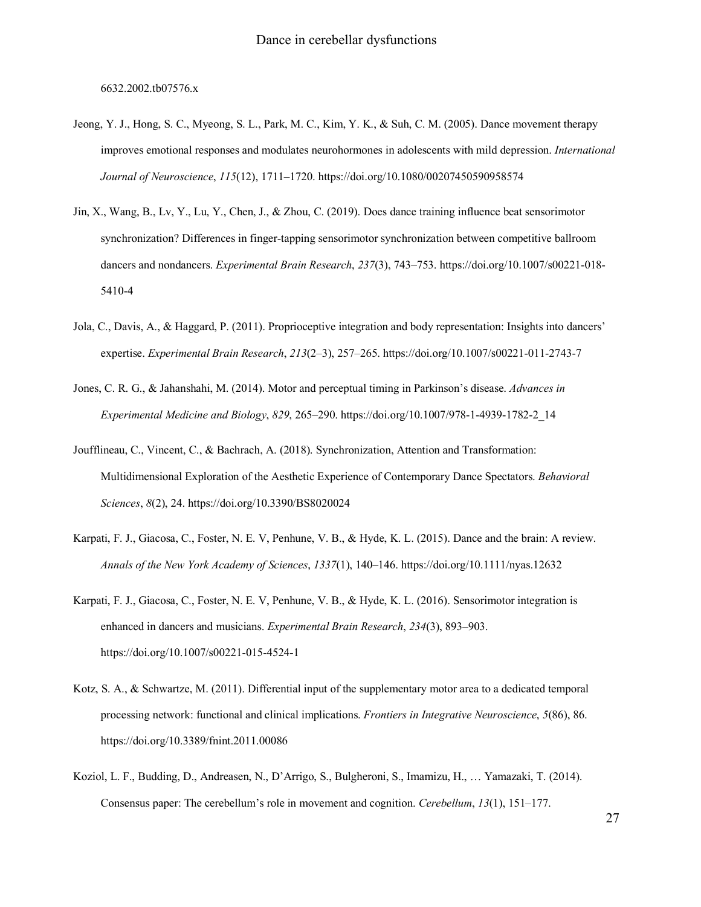6632.2002.tb07576.x

Jeong, Y. J., Hong, S. C., Myeong, S. L., Park, M. C., Kim, Y. K., & Suh, C. M. (2005). Dance movement therapy improves emotional responses and modulates neurohormones in adolescents with mild depression. *International Journal of Neuroscience*, *115*(12), 1711–1720. https://doi.org/10.1080/00207450590958574

Jin, X., Wang, B., Lv, Y., Lu, Y., Chen, J., & Zhou, C. (2019). Does dance training influence beat sensorimotor synchronization? Differences in finger-tapping sensorimotor synchronization between competitive ballroom dancers and nondancers. *Experimental Brain Research*, *237*(3), 743–753. https://doi.org/10.1007/s00221-018-5410-4

Jola, C., Davis, A., & Haggard, P. (2011). Proprioceptive integration and body representation: Insights into dancers' expertise. *Experimental Brain Research*, *213*(2–3), 257–265. https://doi.org/10.1007/s00221-011-2743-7

Jones, C. R. G., & Jahanshahi, M. (2014). Motor and perceptual timing in Parkinson's disease. *Advances in Experimental Medicine and Biology*, *829*, 265–290. https://doi.org/10.1007/978-1-4939-1782-2_14

Joufflineau, C., Vincent, C., & Bachrach, A. (2018). Synchronization, Attention and Transformation: Multidimensional Exploration of the Aesthetic Experience of Contemporary Dance Spectators. *Behavioral Sciences*, *8*(2), 24. https://doi.org/10.3390/BS8020024

Karpati, F. J., Giacosa, C., Foster, N. E. V, Penhune, V. B., & Hyde, K. L. (2015). Dance and the brain: A review. *Annals of the New York Academy of Sciences*, *1337*(1), 140–146. https://doi.org/10.1111/nyas.12632

Karpati, F. J., Giacosa, C., Foster, N. E. V, Penhune, V. B., & Hyde, K. L. (2016). Sensorimotor integration is enhanced in dancers and musicians. *Experimental Brain Research*, *234*(3), 893–903. https://doi.org/10.1007/s00221-015-4524-1

Kotz, S. A., & Schwartze, M. (2011). Differential input of the supplementary motor area to a dedicated temporal processing network: functional and clinical implications. *Frontiers in Integrative Neuroscience*, *5*(86), 86. https://doi.org/10.3389/fnint.2011.00086

Koziol, L. F., Budding, D., Andreasen, N., D'Arrigo, S., Bulgheroni, S., Imamizu, H., … Yamazaki, T. (2014). Consensus paper: The cerebellum's role in movement and cognition. *Cerebellum*, *13*(1), 151–177.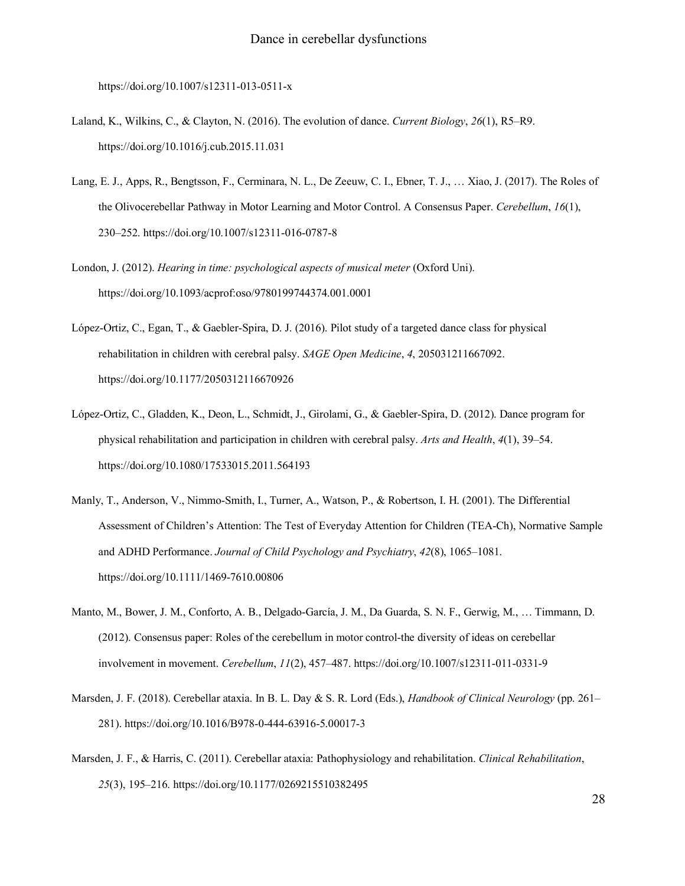https://doi.org/10.1007/s12311-013-0511-x

Laland, K., Wilkins, C., & Clayton, N. (2016). The evolution of dance. *Current Biology*, *26*(1), R5–R9. https://doi.org/10.1016/j.cub.2015.11.031

Lang, E. J., Apps, R., Bengtsson, F., Cerminara, N. L., De Zeeuw, C. I., Ebner, T. J., … Xiao, J. (2017). The Roles of the Olivocerebellar Pathway in Motor Learning and Motor Control. A Consensus Paper. *Cerebellum*, *16*(1), 230–252. https://doi.org/10.1007/s12311-016-0787-8

London, J. (2012). *Hearing in time: psychological aspects of musical meter* (Oxford Uni). https://doi.org/10.1093/acprof:oso/9780199744374.001.0001

López-Ortiz, C., Egan, T., & Gaebler-Spira, D. J. (2016). Pilot study of a targeted dance class for physical rehabilitation in children with cerebral palsy. *SAGE Open Medicine*, *4*, 205031211667092. https://doi.org/10.1177/2050312116670926

López-Ortiz, C., Gladden, K., Deon, L., Schmidt, J., Girolami, G., & Gaebler-Spira, D. (2012). Dance program for physical rehabilitation and participation in children with cerebral palsy. *Arts and Health*, *4*(1), 39–54. https://doi.org/10.1080/17533015.2011.564193

Manly, T., Anderson, V., Nimmo-Smith, I., Turner, A., Watson, P., & Robertson, I. H. (2001). The Differential Assessment of Children's Attention: The Test of Everyday Attention for Children (TEA-Ch), Normative Sample and ADHD Performance. *Journal of Child Psychology and Psychiatry*, *42*(8), 1065–1081. https://doi.org/10.1111/1469-7610.00806

Manto, M., Bower, J. M., Conforto, A. B., Delgado-García, J. M., Da Guarda, S. N. F., Gerwig, M., … Timmann, D. (2012). Consensus paper: Roles of the cerebellum in motor control-the diversity of ideas on cerebellar involvement in movement. *Cerebellum*, *11*(2), 457–487. https://doi.org/10.1007/s12311-011-0331-9

Marsden, J. F. (2018). Cerebellar ataxia. In B. L. Day & S. R. Lord (Eds.), *Handbook of Clinical Neurology* (pp. 261–281). https://doi.org/10.1016/B978-0-444-63916-5.00017-3

Marsden, J. F., & Harris, C. (2011). Cerebellar ataxia: Pathophysiology and rehabilitation. *Clinical Rehabilitation*, *25*(3), 195–216. https://doi.org/10.1177/0269215510382495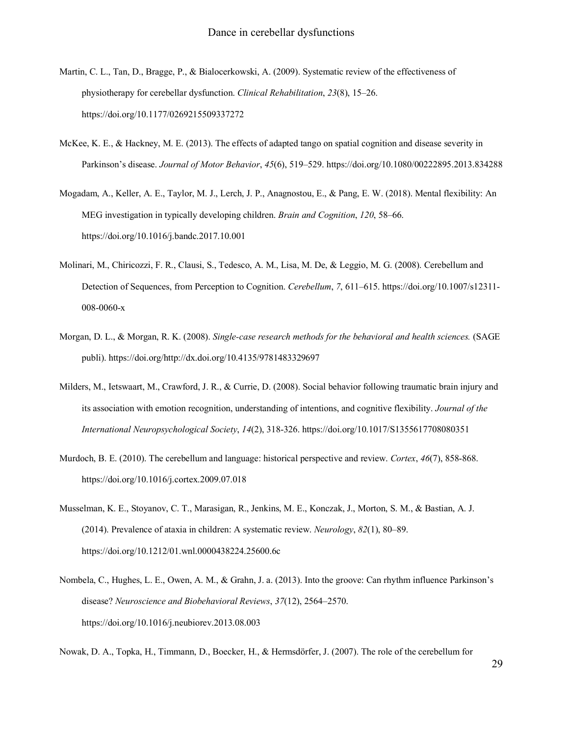Martin, C. L., Tan, D., Bragge, P., & Bialocerkowski, A. (2009). Systematic review of the effectiveness of physiotherapy for cerebellar dysfunction. *Clinical Rehabilitation*, *23*(8), 15–26. https://doi.org/10.1177/0269215509337272

McKee, K. E., & Hackney, M. E. (2013). The effects of adapted tango on spatial cognition and disease severity in Parkinson's disease. *Journal of Motor Behavior*, *45*(6), 519–529. https://doi.org/10.1080/00222895.2013.834288

Mogadam, A., Keller, A. E., Taylor, M. J., Lerch, J. P., Anagnostou, E., & Pang, E. W. (2018). Mental flexibility: An MEG investigation in typically developing children. *Brain and Cognition*, *120*, 58–66. https://doi.org/10.1016/j.bandc.2017.10.001

Molinari, M., Chiricozzi, F. R., Clausi, S., Tedesco, A. M., Lisa, M. De, & Leggio, M. G. (2008). Cerebellum and Detection of Sequences, from Perception to Cognition. *Cerebellum*, *7*, 611–615. https://doi.org/10.1007/s12311-008-0060-x

Morgan, D. L., & Morgan, R. K. (2008). *Single-case research methods for the behavioral and health sciences.* (SAGE publi). https://doi.org/http://dx.doi.org/10.4135/9781483329697

Milders, M., Ietswaart, M., Crawford, J. R., & Currie, D. (2008). Social behavior following traumatic brain injury and its association with emotion recognition, understanding of intentions, and cognitive flexibility. *Journal of the International Neuropsychological Society*, *14*(2), 318-326. https://doi.org/10.1017/S1355617708080351

Murdoch, B. E. (2010). The cerebellum and language: historical perspective and review. *Cortex*, *46*(7), 858-868. https://doi.org/10.1016/j.cortex.2009.07.018

Musselman, K. E., Stoyanov, C. T., Marasigan, R., Jenkins, M. E., Konczak, J., Morton, S. M., & Bastian, A. J. (2014). Prevalence of ataxia in children: A systematic review. *Neurology*, *82*(1), 80–89. https://doi.org/10.1212/01.wnl.0000438224.25600.6c

Nombela, C., Hughes, L. E., Owen, A. M., & Grahn, J. a. (2013). Into the groove: Can rhythm influence Parkinson's disease? *Neuroscience and Biobehavioral Reviews*, *37*(12), 2564–2570. https://doi.org/10.1016/j.neubiorev.2013.08.003

Nowak, D. A., Topka, H., Timmann, D., Boecker, H., & Hermsdörfer, J. (2007). The role of the cerebellum for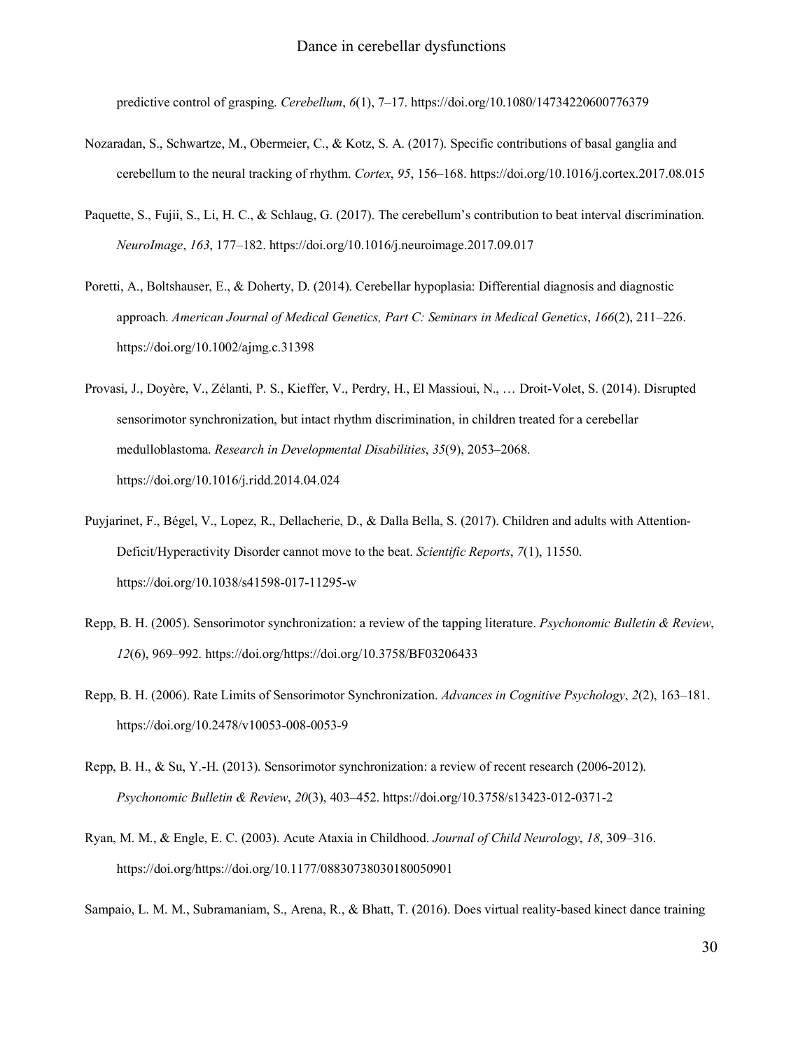predictive control of grasping. *Cerebellum*, *6*(1), 7–17. https://doi.org/10.1080/14734220600776379

Nozaradan, S., Schwartze, M., Obermeier, C., & Kotz, S. A. (2017). Specific contributions of basal ganglia and cerebellum to the neural tracking of rhythm. *Cortex*, *95*, 156–168. https://doi.org/10.1016/j.cortex.2017.08.015

Paquette, S., Fujii, S., Li, H. C., & Schlaug, G. (2017). The cerebellum's contribution to beat interval discrimination. *NeuroImage*, *163*, 177–182. https://doi.org/10.1016/j.neuroimage.2017.09.017

Poretti, A., Boltshauser, E., & Doherty, D. (2014). Cerebellar hypoplasia: Differential diagnosis and diagnostic approach. *American Journal of Medical Genetics, Part C: Seminars in Medical Genetics*, *166*(2), 211–226. https://doi.org/10.1002/ajmg.c.31398

Provasi, J., Doyère, V., Zélanti, P. S., Kieffer, V., Perdry, H., El Massioui, N., … Droit-Volet, S. (2014). Disrupted sensorimotor synchronization, but intact rhythm discrimination, in children treated for a cerebellar medulloblastoma. *Research in Developmental Disabilities*, *35*(9), 2053–2068. https://doi.org/10.1016/j.ridd.2014.04.024

Puyjarinet, F., Bégel, V., Lopez, R., Dellacherie, D., & Dalla Bella, S. (2017). Children and adults with Attention-Deficit/Hyperactivity Disorder cannot move to the beat. *Scientific Reports*, *7*(1), 11550. https://doi.org/10.1038/s41598-017-11295-w

Repp, B. H. (2005). Sensorimotor synchronization: a review of the tapping literature. *Psychonomic Bulletin & Review*, *12*(6), 969–992. https://doi.org/https://doi.org/10.3758/BF03206433

Repp, B. H. (2006). Rate Limits of Sensorimotor Synchronization. *Advances in Cognitive Psychology*, *2*(2), 163–181. https://doi.org/10.2478/v10053-008-0053-9

Repp, B. H., & Su, Y.-H. (2013). Sensorimotor synchronization: a review of recent research (2006-2012). *Psychonomic Bulletin & Review*, *20*(3), 403–452. https://doi.org/10.3758/s13423-012-0371-2

Ryan, M. M., & Engle, E. C. (2003). Acute Ataxia in Childhood. *Journal of Child Neurology*, *18*, 309–316. https://doi.org/https://doi.org/10.1177/08830738030180050901

Sampaio, L. M. M., Subramaniam, S., Arena, R., & Bhatt, T. (2016). Does virtual reality-based kinect dance training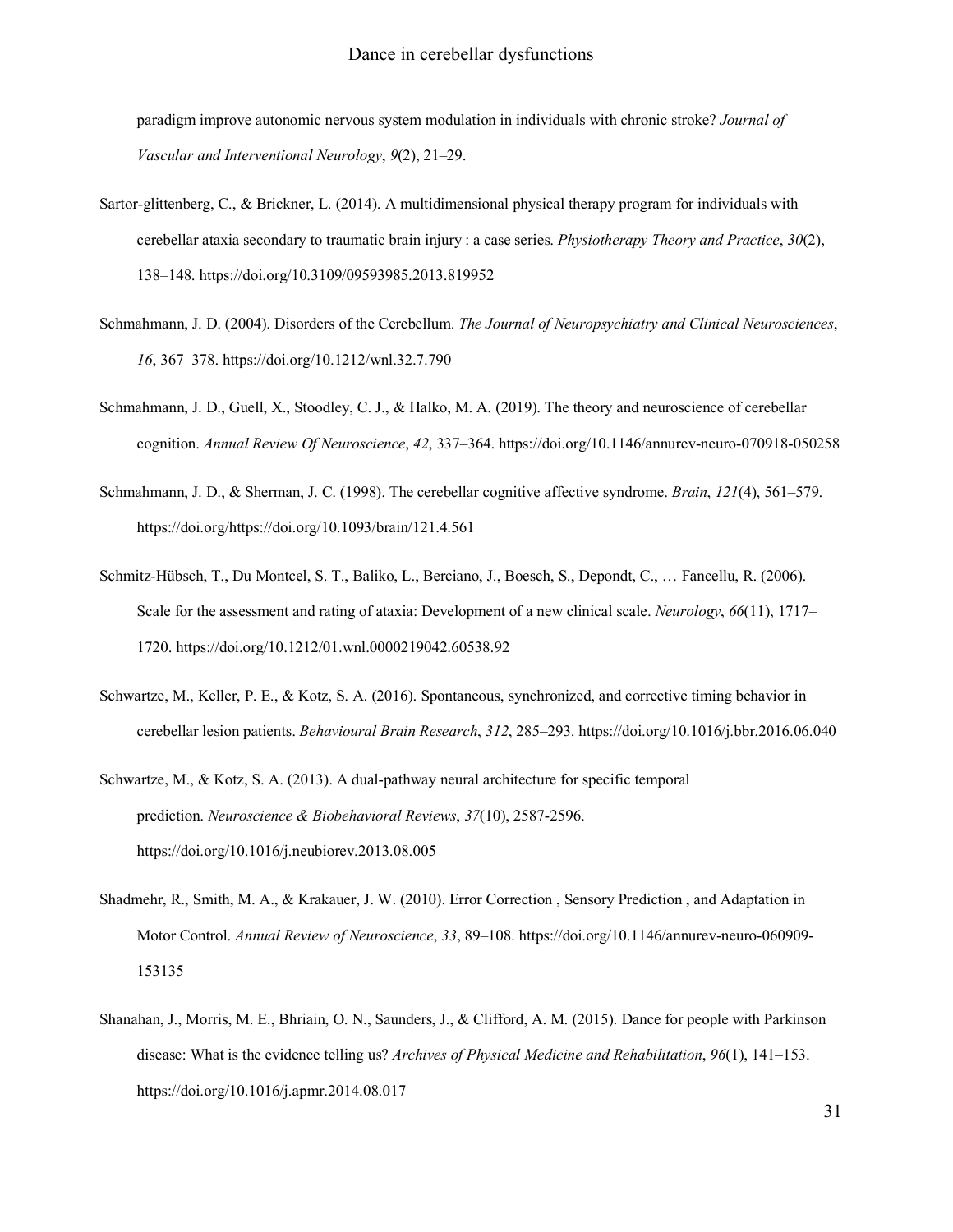paradigm improve autonomic nervous system modulation in individuals with chronic stroke? *Journal of Vascular and Interventional Neurology*, *9*(2), 21–29.

Sartor-glittenberg, C., & Brickner, L. (2014). A multidimensional physical therapy program for individuals with cerebellar ataxia secondary to traumatic brain injury : a case series. *Physiotherapy Theory and Practice*, *30*(2), 138–148. https://doi.org/10.3109/09593985.2013.819952

Schmahmann, J. D. (2004). Disorders of the Cerebellum. *The Journal of Neuropsychiatry and Clinical Neurosciences*, *16*, 367–378. https://doi.org/10.1212/wnl.32.7.790

Schmahmann, J. D., Guell, X., Stoodley, C. J., & Halko, M. A. (2019). The theory and neuroscience of cerebellar cognition. *Annual Review Of Neuroscience*, *42*, 337–364. https://doi.org/10.1146/annurev-neuro-070918-050258

Schmahmann, J. D., & Sherman, J. C. (1998). The cerebellar cognitive affective syndrome. *Brain*, *121*(4), 561–579. https://doi.org/https://doi.org/10.1093/brain/121.4.561

Schmitz-Hübsch, T., Du Montcel, S. T., Baliko, L., Berciano, J., Boesch, S., Depondt, C., … Fancellu, R. (2006). Scale for the assessment and rating of ataxia: Development of a new clinical scale. *Neurology*, *66*(11), 1717–1720. https://doi.org/10.1212/01.wnl.0000219042.60538.92

Schwartze, M., Keller, P. E., & Kotz, S. A. (2016). Spontaneous, synchronized, and corrective timing behavior in cerebellar lesion patients. *Behavioural Brain Research*, *312*, 285–293. https://doi.org/10.1016/j.bbr.2016.06.040

Schwartze, M., & Kotz, S. A. (2013). A dual-pathway neural architecture for specific temporal prediction. *Neuroscience & Biobehavioral Reviews*, *37*(10), 2587-2596. https://doi.org/10.1016/j.neubiorev.2013.08.005

Shadmehr, R., Smith, M. A., & Krakauer, J. W. (2010). Error Correction , Sensory Prediction , and Adaptation in Motor Control. *Annual Review of Neuroscience*, *33*, 89–108. https://doi.org/10.1146/annurev-neuro-060909-153135

Shanahan, J., Morris, M. E., Bhriain, O. N., Saunders, J., & Clifford, A. M. (2015). Dance for people with Parkinson disease: What is the evidence telling us? *Archives of Physical Medicine and Rehabilitation*, *96*(1), 141–153. https://doi.org/10.1016/j.apmr.2014.08.017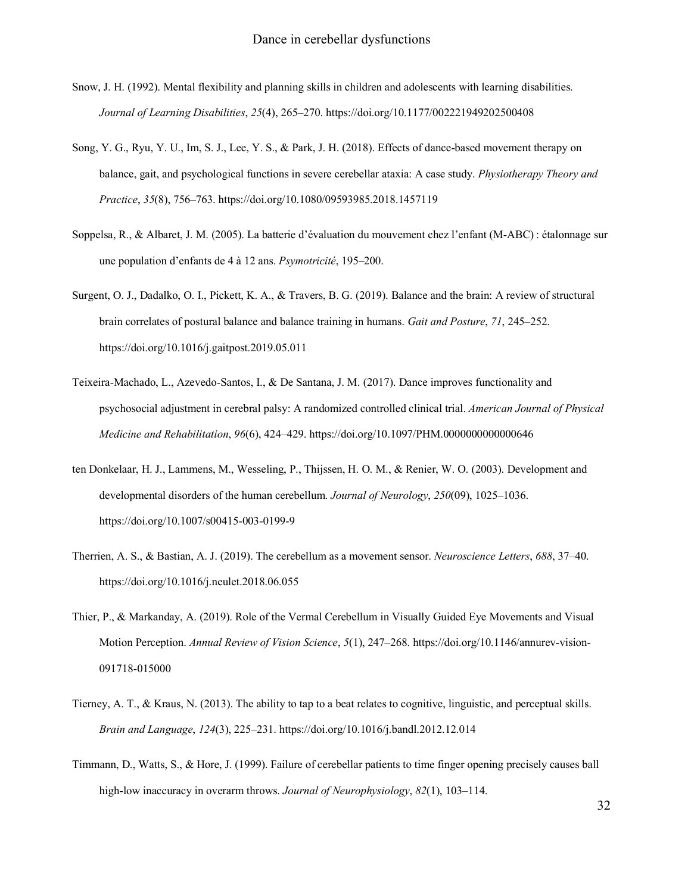Snow, J. H. (1992). Mental flexibility and planning skills in children and adolescents with learning disabilities. *Journal of Learning Disabilities*, *25*(4), 265–270. https://doi.org/10.1177/002221949202500408

Song, Y. G., Ryu, Y. U., Im, S. J., Lee, Y. S., & Park, J. H. (2018). Effects of dance-based movement therapy on balance, gait, and psychological functions in severe cerebellar ataxia: A case study. *Physiotherapy Theory and Practice*, *35*(8), 756–763. https://doi.org/10.1080/09593985.2018.1457119

Soppelsa, R., & Albaret, J. M. (2005). La batterie d'évaluation du mouvement chez l'enfant (M-ABC) : étalonnage sur une population d'enfants de 4 à 12 ans. *Psymotricité*, 195–200.

Surgent, O. J., Dadalko, O. I., Pickett, K. A., & Travers, B. G. (2019). Balance and the brain: A review of structural brain correlates of postural balance and balance training in humans. *Gait and Posture*, *71*, 245–252. https://doi.org/10.1016/j.gaitpost.2019.05.011

Teixeira-Machado, L., Azevedo-Santos, I., & De Santana, J. M. (2017). Dance improves functionality and psychosocial adjustment in cerebral palsy: A randomized controlled clinical trial. *American Journal of Physical Medicine and Rehabilitation*, *96*(6), 424–429. https://doi.org/10.1097/PHM.0000000000000646

ten Donkelaar, H. J., Lammens, M., Wesseling, P., Thijssen, H. O. M., & Renier, W. O. (2003). Development and developmental disorders of the human cerebellum. *Journal of Neurology*, *250*(09), 1025–1036. https://doi.org/10.1007/s00415-003-0199-9

Therrien, A. S., & Bastian, A. J. (2019). The cerebellum as a movement sensor. *Neuroscience Letters*, *688*, 37–40. https://doi.org/10.1016/j.neulet.2018.06.055

Thier, P., & Markanday, A. (2019). Role of the Vermal Cerebellum in Visually Guided Eye Movements and Visual Motion Perception. *Annual Review of Vision Science*, *5*(1), 247–268. https://doi.org/10.1146/annurev-vision-091718-015000

Tierney, A. T., & Kraus, N. (2013). The ability to tap to a beat relates to cognitive, linguistic, and perceptual skills. *Brain and Language*, *124*(3), 225–231. https://doi.org/10.1016/j.bandl.2012.12.014

Timmann, D., Watts, S., & Hore, J. (1999). Failure of cerebellar patients to time finger opening precisely causes ball high-low inaccuracy in overarm throws. *Journal of Neurophysiology*, *82*(1), 103–114.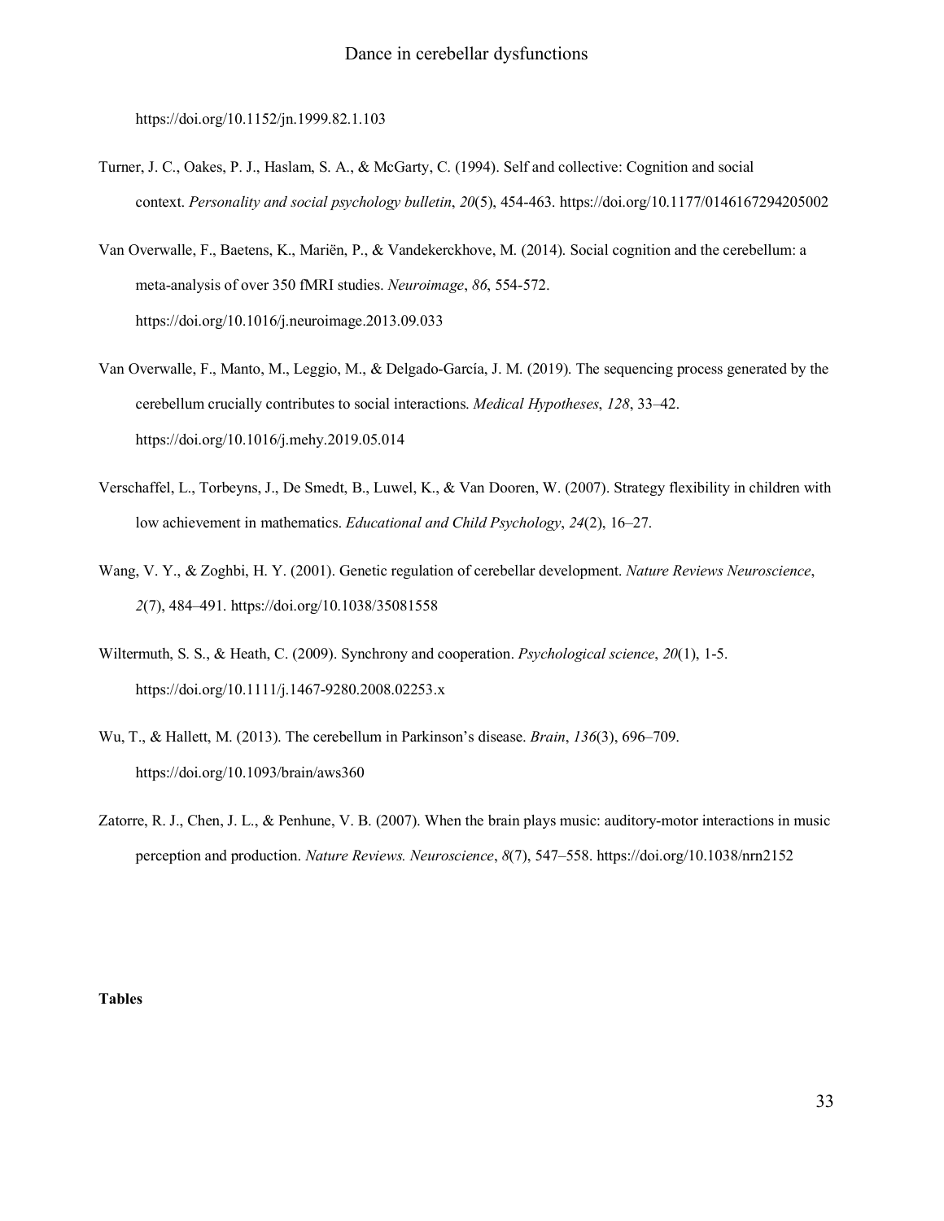https://doi.org/10.1152/jn.1999.82.1.103

Turner, J. C., Oakes, P. J., Haslam, S. A., & McGarty, C. (1994). Self and collective: Cognition and social context. *Personality and social psychology bulletin*, *20*(5), 454-463. https://doi.org/10.1177/0146167294205002

Van Overwalle, F., Baetens, K., Mariën, P., & Vandekerckhove, M. (2014). Social cognition and the cerebellum: a meta-analysis of over 350 fMRI studies. *Neuroimage*, *86*, 554-572. https://doi.org/10.1016/j.neuroimage.2013.09.033

Van Overwalle, F., Manto, M., Leggio, M., & Delgado-García, J. M. (2019). The sequencing process generated by the cerebellum crucially contributes to social interactions. *Medical Hypotheses*, *128*, 33–42. https://doi.org/10.1016/j.mehy.2019.05.014

Verschaffel, L., Torbeyns, J., De Smedt, B., Luwel, K., & Van Dooren, W. (2007). Strategy flexibility in children with low achievement in mathematics. *Educational and Child Psychology*, *24*(2), 16–27.

Wang, V. Y., & Zoghbi, H. Y. (2001). Genetic regulation of cerebellar development. *Nature Reviews Neuroscience*, *2*(7), 484–491. https://doi.org/10.1038/35081558

Wiltermuth, S. S., & Heath, C. (2009). Synchrony and cooperation. *Psychological science*, *20*(1), 1-5. https://doi.org/10.1111/j.1467-9280.2008.02253.x

Wu, T., & Hallett, M. (2013). The cerebellum in Parkinson's disease. *Brain*, *136*(3), 696–709. https://doi.org/10.1093/brain/aws360

Zatorre, R. J., Chen, J. L., & Penhune, V. B. (2007). When the brain plays music: auditory-motor interactions in music perception and production. *Nature Reviews. Neuroscience*, *8*(7), 547–558. https://doi.org/10.1038/nrn2152

**Tables**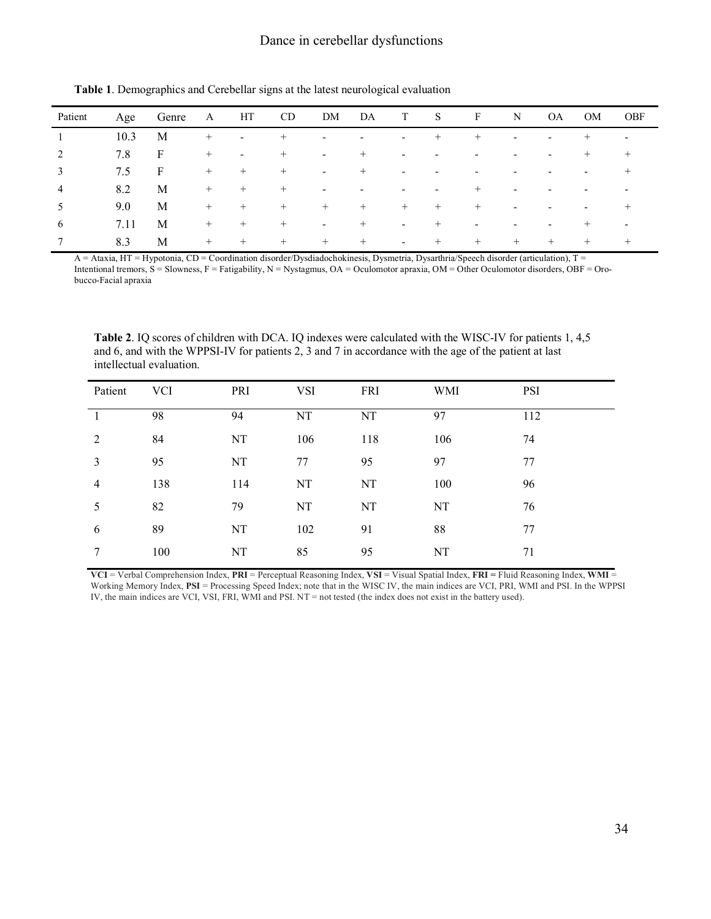**Table 1**. Demographics and Cerebellar signs at the latest neurological evaluation

| Patient | Age | Genre | A | HT | CD | DM | DA | T | S | F | N | OA | OM | OBF |
|---|---|---|---|---|---|---|---|---|---|---|---|---|---|---|
| 1 | 10.3 | M | + | - | + | - | - | - | + | + | - | - | + | - |
| 2 | 7.8 | F | + | - | + | - | + | - | - | - | - | - | + | + |
| 3 | 7.5 | F | + | + | + | - | + | - | - | - | - | - | - | + |
| 4 | 8.2 | M | + | + | + | - | - | - | - | + | - | - | - | - |
| 5 | 9.0 | M | + | + | + | + | + | + | + | + | - | - | - | + |
| 6 | 7.11 | M | + | + | + | - | + | - | + | - | - | - | + | - |
| 7 | 8.3 | M | + | + | + | + | + | - | + | + | + | + | + | + |

A = Ataxia, HT = Hypotonia, CD = Coordination disorder/Dysdiadochokinesis, Dysmetria, Dysarthria/Speech disorder (articulation), T = Intentional tremors, S = Slowness, F = Fatigability, N = Nystagmus, OA = Oculomotor apraxia, OM = Other Oculomotor disorders, OBF = Oro-bucco-Facial apraxia

**Table 2**. IQ scores of children with DCA. IQ indexes were calculated with the WISC-IV for patients 1, 4,5 and 6, and with the WPPSI-IV for patients 2, 3 and 7 in accordance with the age of the patient at last intellectual evaluation.

| Patient | VCI | PRI | VSI | FRI | WMI | PSI |
|---|---|---|---|---|---|---|
| 1 | 98 | 94 | NT | NT | 97 | 112 |
| 2 | 84 | NT | 106 | 118 | 106 | 74 |
| 3 | 95 | NT | 77 | 95 | 97 | 77 |
| 4 | 138 | 114 | NT | NT | 100 | 96 |
| 5 | 82 | 79 | NT | NT | NT | 76 |
| 6 | 89 | NT | 102 | 91 | 88 | 77 |
| 7 | 100 | NT | 85 | 95 | NT | 71 |

**VCI** = Verbal Comprehension Index, **PRI** = Perceptual Reasoning Index, **VSI** = Visual Spatial Index, **FRI =** Fluid Reasoning Index, **WMI** = Working Memory Index, **PSI** = Processing Speed Index; note that in the WISC IV, the main indices are VCI, PRI, WMI and PSI. In the WPPSI IV, the main indices are VCI, VSI, FRI, WMI and PSI. NT = not tested (the index does not exist in the battery used).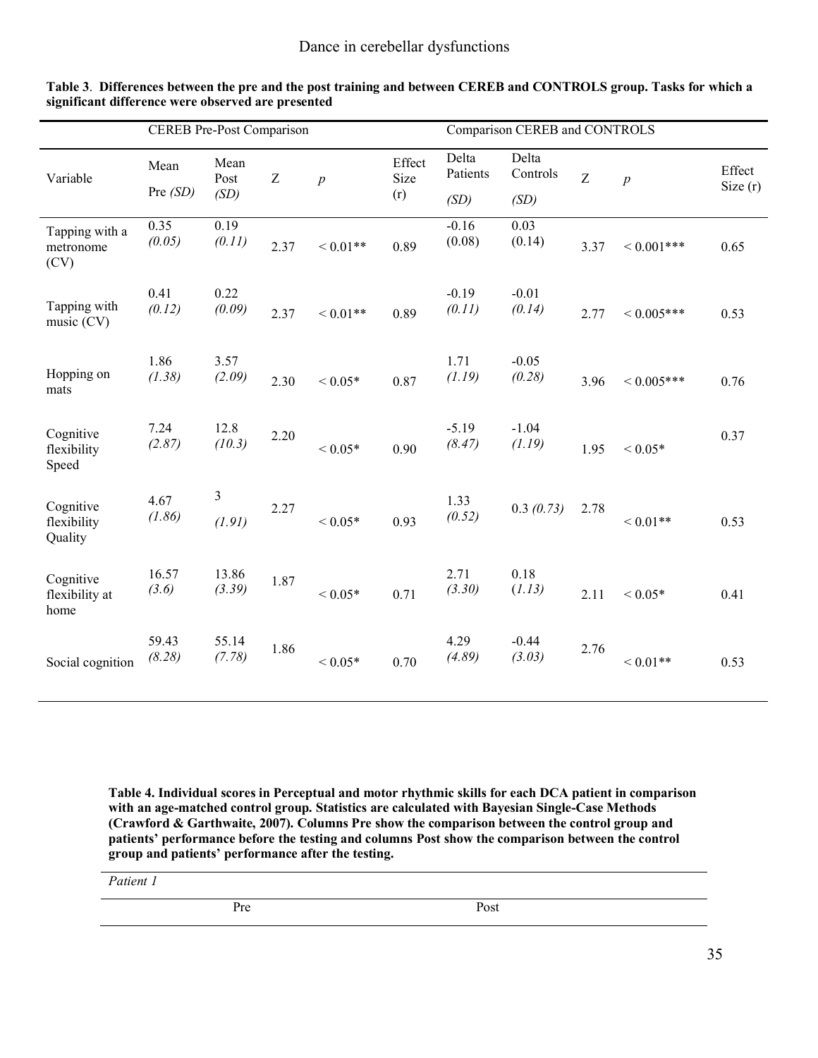**Table 3**. **Differences between the pre and the post training and between CEREB and CONTROLS group. Tasks for which a significant difference were observed are presented**

| | CEREB Pre-Post Comparison | | | | | Comparison CEREB and CONTROLS | | | | |
|---|---|---|---|---|---|---|---|---|---|---|
| Variable | Mean Pre *(SD)* | Mean Post *(SD)* | Z | *p* | Effect Size (r) | Delta Patients *(SD)* | Delta Controls *(SD)* | Z | *p* | Effect Size (r) |
| Tapping with a metronome (CV) | 0.35 *(0.05)* | 0.19 *(0.11)* | 2.37 | $< 0.01$** | 0.89 | -0.16 (0.08) | 0.03 (0.14) | 3.37 | $< 0.001$*** | 0.65 |
| Tapping with music (CV) | 0.41 *(0.12)* | 0.22 *(0.09)* | 2.37 | $< 0.01$** | 0.89 | -0.19 *(0.11)* | -0.01 *(0.14)* | 2.77 | $< 0.005$*** | 0.53 |
| Hopping on mats | 1.86 *(1.38)* | 3.57 *(2.09)* | 2.30 | $< 0.05$* | 0.87 | 1.71 *(1.19)* | -0.05 *(0.28)* | 3.96 | $< 0.005$*** | 0.76 |
| Cognitive flexibility Speed | 7.24 *(2.87)* | 12.8 *(10.3)* | 2.20 | $< 0.05$* | 0.90 | -5.19 *(8.47)* | -1.04 *(1.19)* | 1.95 | $< 0.05$* | 0.37 |
| Cognitive flexibility Quality | 4.67 *(1.86)* | 3 *(1.91)* | 2.27 | $< 0.05$* | 0.93 | 1.33 *(0.52)* | 0.3 *(0.73)* | 2.78 | $< 0.01$** | 0.53 |
| Cognitive flexibility at home | 16.57 *(3.6)* | 13.86 *(3.39)* | 1.87 | $< 0.05$* | 0.71 | 2.71 *(3.30)* | 0.18 (*1.13*) | 2.11 | $< 0.05$* | 0.41 |
| Social cognition | 59.43 *(8.28)* | 55.14 *(7.78)* | 1.86 | $< 0.05$* | 0.70 | 4.29 *(4.89)* | -0.44 *(3.03)* | 2.76 | $< 0.01$** | 0.53 |

**Table 4. Individual scores in Perceptual and motor rhythmic skills for each DCA patient in comparison with an age-matched control group. Statistics are calculated with Bayesian Single-Case Methods (Crawford & Garthwaite, 2007). Columns Pre show the comparison between the control group and patients' performance before the testing and columns Post show the comparison between the control group and patients' performance after the testing.**

| *Patient 1* | | |
|---|---|---|
| | Pre | Post |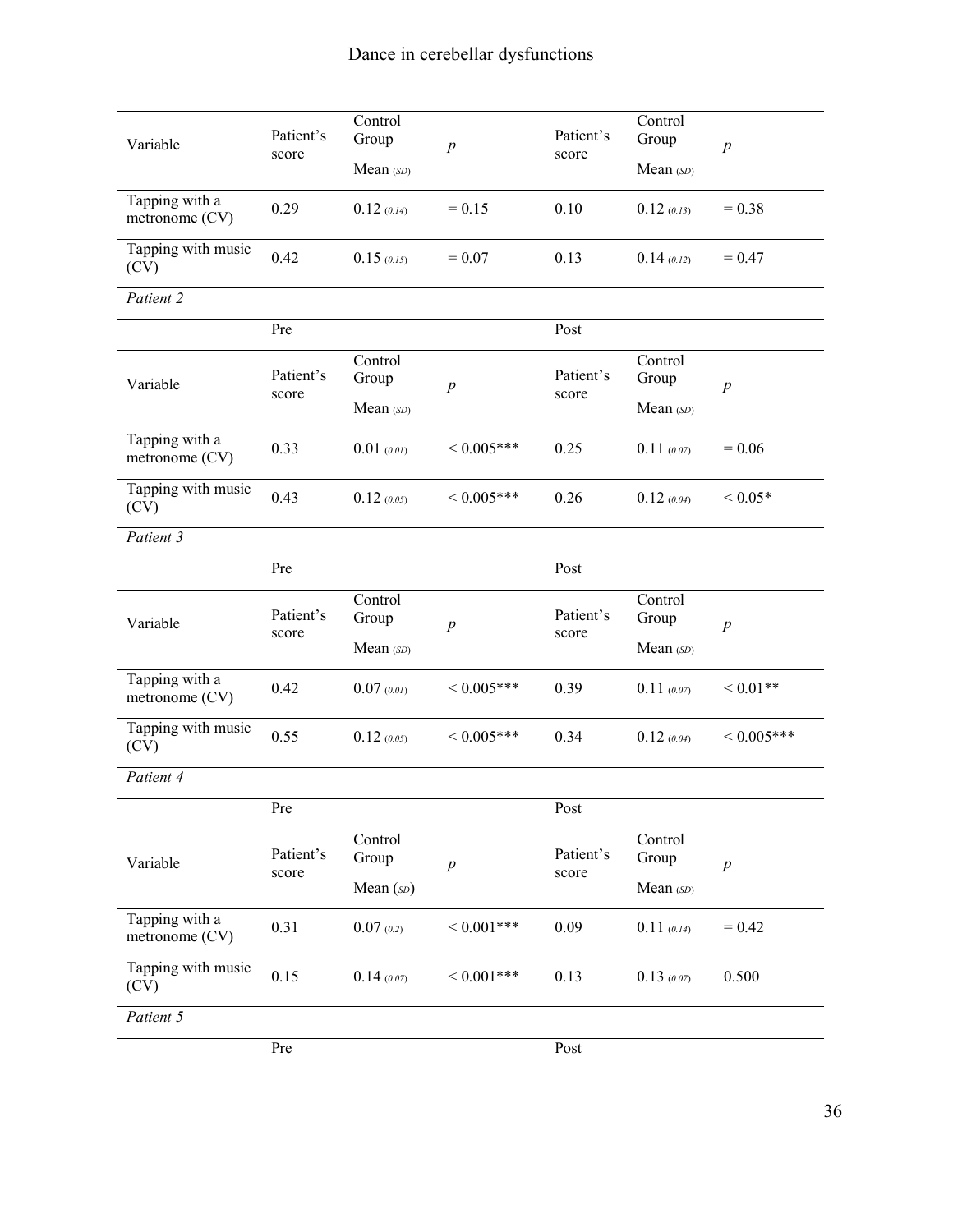| Variable | Patient's score | Control Group Mean *(SD)* | *p* | Patient's score | Control Group Mean *(SD)* | *p* |
|---|---|---|---|---|---|---|
| Tapping with a metronome (CV) | 0.29 | 0.12 *(0.14)* | = 0.15 | 0.10 | 0.12 *(0.13)* | = 0.38 |
| Tapping with music (CV) | 0.42 | 0.15 *(0.15)* | = 0.07 | 0.13 | 0.14 *(0.12)* | = 0.47 |
| *Patient 2* | | | | | | |
| | Pre | | | Post | | |
| Variable | Patient's score | Control Group Mean *(SD)* | *p* | Patient's score | Control Group Mean *(SD)* | *p* |
| Tapping with a metronome (CV) | 0.33 | 0.01 *(0.01)* | < 0.005*** | 0.25 | 0.11 *(0.07)* | = 0.06 |
| Tapping with music (CV) | 0.43 | 0.12 *(0.05)* | < 0.005*** | 0.26 | 0.12 *(0.04)* | < 0.05* |
| *Patient 3* | | | | | | |
| | Pre | | | Post | | |
| Variable | Patient's score | Control Group Mean *(SD)* | *p* | Patient's score | Control Group Mean *(SD)* | *p* |
| Tapping with a metronome (CV) | 0.42 | 0.07 *(0.01)* | < 0.005*** | 0.39 | 0.11 *(0.07)* | < 0.01** |
| Tapping with music (CV) | 0.55 | 0.12 *(0.05)* | < 0.005*** | 0.34 | 0.12 *(0.04)* | < 0.005*** |
| *Patient 4* | | | | | | |
| | Pre | | | Post | | |
| Variable | Patient's score | Control Group Mean *(SD)* | *p* | Patient's score | Control Group Mean *(SD)* | *p* |
| Tapping with a metronome (CV) | 0.31 | 0.07 *(0.2)* | < 0.001*** | 0.09 | 0.11 *(0.14)* | = 0.42 |
| Tapping with music (CV) | 0.15 | 0.14 *(0.07)* | < 0.001*** | 0.13 | 0.13 *(0.07)* | 0.500 |
| *Patient 5* | | | | | | |
| | Pre | | | Post | | |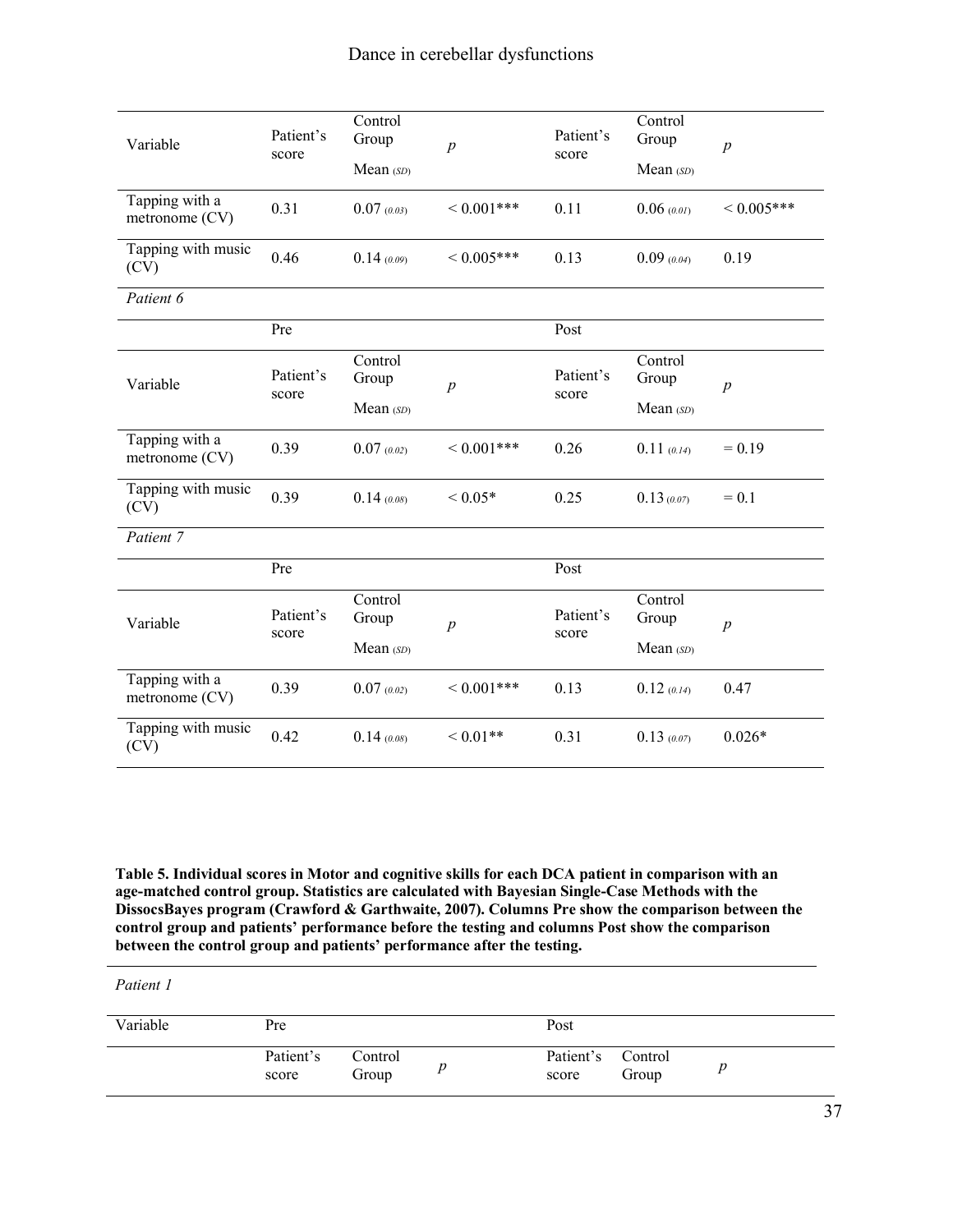| Variable | Patient's score | Control Group Mean (SD) | $p$ | Patient's score | Control Group Mean (SD) | $p$ |
|---|---|---|---|---|---|---|
| Tapping with a metronome (CV) | 0.31 | 0.07 (0.03) | < 0.001*** | 0.11 | 0.06 (0.01) | < 0.005*** |
| Tapping with music (CV) | 0.46 | 0.14 (0.09) | < 0.005*** | 0.13 | 0.09 (0.04) | 0.19 |

*Patient 6*

| | Pre | | | Post | | |
|---|---|---|---|---|---|---|
| Variable | Patient's score | Control Group Mean (SD) | $p$ | Patient's score | Control Group Mean (SD) | $p$ |
| Tapping with a metronome (CV) | 0.39 | 0.07 (0.02) | < 0.001*** | 0.26 | 0.11 (0.14) | = 0.19 |
| Tapping with music (CV) | 0.39 | 0.14 (0.08) | < 0.05* | 0.25 | 0.13 (0.07) | = 0.1 |

*Patient 7*

| | Pre | | | Post | | |
|---|---|---|---|---|---|---|
| Variable | Patient's score | Control Group Mean (SD) | $p$ | Patient's score | Control Group Mean (SD) | $p$ |
| Tapping with a metronome (CV) | 0.39 | 0.07 (0.02) | < 0.001*** | 0.13 | 0.12 (0.14) | 0.47 |
| Tapping with music (CV) | 0.42 | 0.14 (0.08) | < 0.01** | 0.31 | 0.13 (0.07) | 0.026* |

**Table 5. Individual scores in Motor and cognitive skills for each DCA patient in comparison with an age-matched control group. Statistics are calculated with Bayesian Single-Case Methods with the DissocsBayes program (Crawford & Garthwaite, 2007). Columns Pre show the comparison between the control group and patients' performance before the testing and columns Post show the comparison between the control group and patients' performance after the testing.**

*Patient 1*

| Variable | Pre | | | Post | | |
|---|---|---|---|---|---|---|
| | Patient's score | Control Group | $p$ | Patient's score | Control Group | $p$ |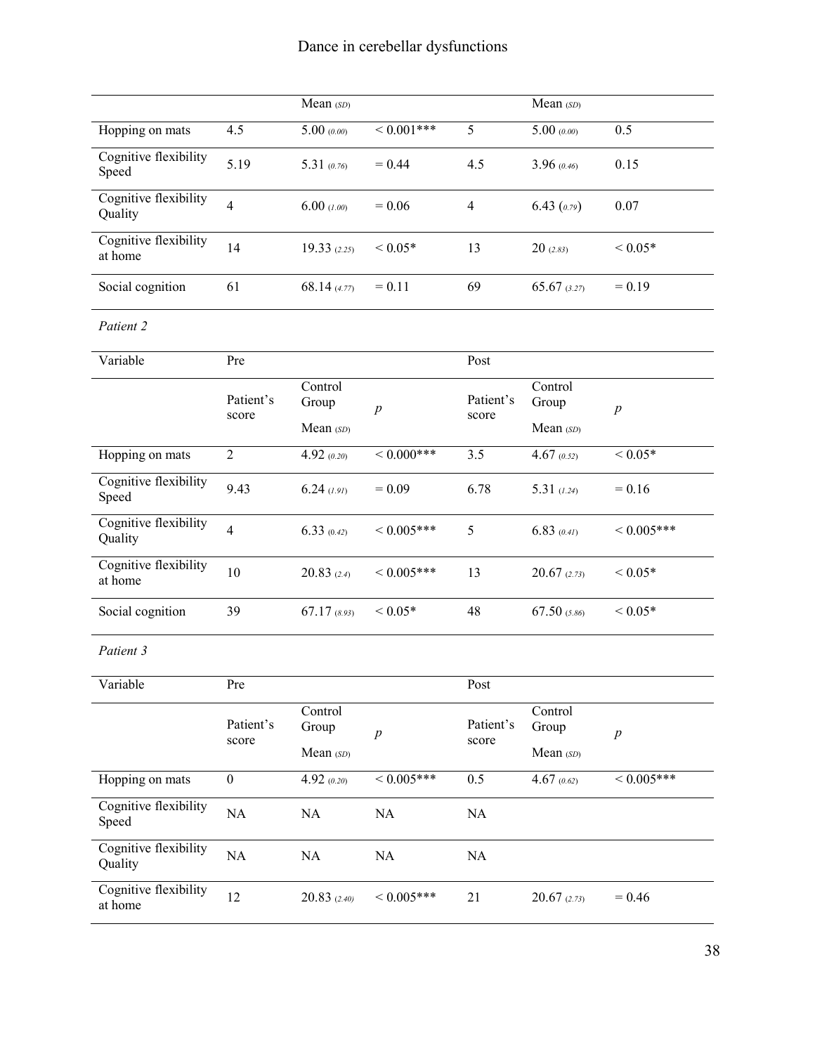| | | Mean (SD) | | | Mean (SD) | |
|---|---|---|---|---|---|---|
| Hopping on mats | 4.5 | 5.00 (0.00) | < 0.001*** | 5 | 5.00 (0.00) | 0.5 |
| Cognitive flexibility Speed | 5.19 | 5.31 (0.76) | = 0.44 | 4.5 | 3.96 (0.46) | 0.15 |
| Cognitive flexibility Quality | 4 | 6.00 (1.00) | = 0.06 | 4 | 6.43 (0.79) | 0.07 |
| Cognitive flexibility at home | 14 | 19.33 (2.25) | < 0.05* | 13 | 20 (2.83) | < 0.05* |
| Social cognition | 61 | 68.14 (4.77) | = 0.11 | 69 | 65.67 (3.27) | = 0.19 |

*Patient 2*

| Variable | Pre | | | Post | | |
|---|---|---|---|---|---|---|
| | Patient's score | Control Group Mean (SD) | $p$ | Patient's score | Control Group Mean (SD) | $p$ |
| Hopping on mats | 2 | 4.92 (0.20) | < 0.000*** | 3.5 | 4.67 (0.52) | < 0.05* |
| Cognitive flexibility Speed | 9.43 | 6.24 (1.91) | = 0.09 | 6.78 | 5.31 (1.24) | = 0.16 |
| Cognitive flexibility Quality | 4 | 6.33 (0.42) | < 0.005*** | 5 | 6.83 (0.41) | < 0.005*** |
| Cognitive flexibility at home | 10 | 20.83 (2.4) | < 0.005*** | 13 | 20.67 (2.73) | < 0.05* |
| Social cognition | 39 | 67.17 (8.93) | < 0.05* | 48 | 67.50 (5.86) | < 0.05* |

*Patient 3*

| Variable | Pre | | | Post | | |
|---|---|---|---|---|---|---|
| | Patient's score | Control Group Mean (SD) | $p$ | Patient's score | Control Group Mean (SD) | $p$ |
| Hopping on mats | 0 | 4.92 (0.20) | < 0.005*** | 0.5 | 4.67 (0.62) | < 0.005*** |
| Cognitive flexibility Speed | NA | NA | NA | NA | | |
| Cognitive flexibility Quality | NA | NA | NA | NA | | |
| Cognitive flexibility at home | 12 | 20.83 (2.40) | < 0.005*** | 21 | 20.67 (2.73) | = 0.46 |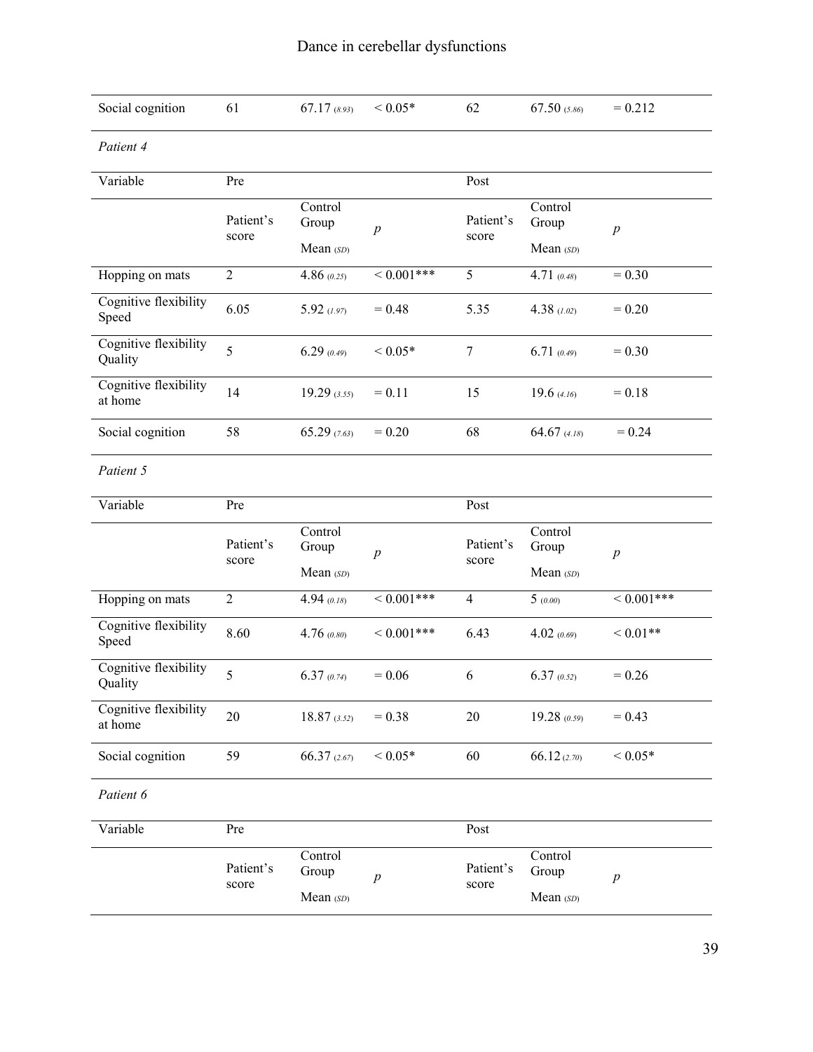| Social cognition | 61 | 67.17 (8.93) | < 0.05* | 62 | 67.50 (5.86) | = 0.212 |
|---|---|---|---|---|---|---|

*Patient 4*

| Variable | Pre | | | Post | | |
|---|---|---|---|---|---|---|
| | Patient's score | Control Group Mean (SD) | $p$ | Patient's score | Control Group Mean (SD) | $p$ |
| Hopping on mats | 2 | 4.86 (0.25) | < 0.001*** | 5 | 4.71 (0.48) | = 0.30 |
| Cognitive flexibility Speed | 6.05 | 5.92 (1.97) | = 0.48 | 5.35 | 4.38 (1.02) | = 0.20 |
| Cognitive flexibility Quality | 5 | 6.29 (0.49) | < 0.05* | 7 | 6.71 (0.49) | = 0.30 |
| Cognitive flexibility at home | 14 | 19.29 (3.55) | = 0.11 | 15 | 19.6 (4.16) | = 0.18 |
| Social cognition | 58 | 65.29 (7.63) | = 0.20 | 68 | 64.67 (4.18) | = 0.24 |

*Patient 5*

| Variable | Pre | | | Post | | |
|---|---|---|---|---|---|---|
| | Patient's score | Control Group Mean (SD) | $p$ | Patient's score | Control Group Mean (SD) | $p$ |
| Hopping on mats | 2 | 4.94 (0.18) | < 0.001*** | 4 | 5 (0.00) | < 0.001*** |
| Cognitive flexibility Speed | 8.60 | 4.76 (0.80) | < 0.001*** | 6.43 | 4.02 (0.69) | < 0.01** |
| Cognitive flexibility Quality | 5 | 6.37 (0.74) | = 0.06 | 6 | 6.37 (0.52) | = 0.26 |
| Cognitive flexibility at home | 20 | 18.87 (3.52) | = 0.38 | 20 | 19.28 (0.59) | = 0.43 |
| Social cognition | 59 | 66.37 (2.67) | < 0.05* | 60 | 66.12 (2.70) | < 0.05* |

*Patient 6*

| Variable | Pre | | | Post | | |
|---|---|---|---|---|---|---|
| | Patient's score | Control Group Mean (SD) | $p$ | Patient's score | Control Group Mean (SD) | $p$ |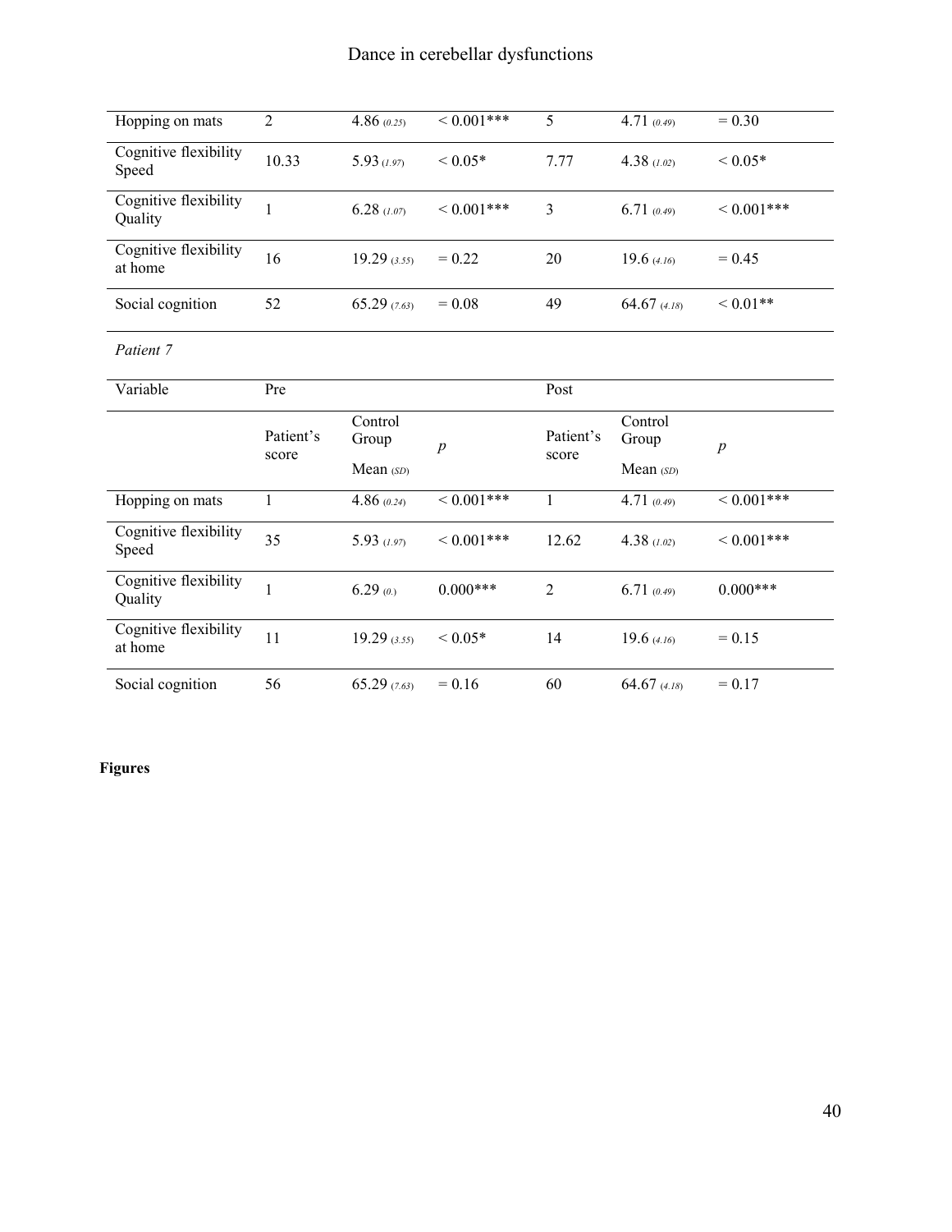| Hopping on mats | 2 | 4.86 *(0.25)* | < 0.001*** | 5 | 4.71 *(0.49)* | = 0.30 |
|---|---|---|---|---|---|---|
| Cognitive flexibility Speed | 10.33 | 5.93 *(1.97)* | < 0.05* | 7.77 | 4.38 *(1.02)* | < 0.05* |
| Cognitive flexibility Quality | 1 | 6.28 *(1.07)* | < 0.001*** | 3 | 6.71 *(0.49)* | < 0.001*** |
| Cognitive flexibility at home | 16 | 19.29 *(3.55)* | = 0.22 | 20 | 19.6 *(4.16)* | = 0.45 |
| Social cognition | 52 | 65.29 *(7.63)* | = 0.08 | 49 | 64.67 *(4.18)* | < 0.01** |

*Patient 7*

| Variable | Pre | | | Post | | |
|---|---|---|---|---|---|---|
| | Patient's score | Control Group Mean *(SD)* | *p* | Patient's score | Control Group Mean *(SD)* | *p* |
| Hopping on mats | 1 | 4.86 *(0.24)* | < 0.001*** | 1 | 4.71 *(0.49)* | < 0.001*** |
| Cognitive flexibility Speed | 35 | 5.93 *(1.97)* | < 0.001*** | 12.62 | 4.38 *(1.02)* | < 0.001*** |
| Cognitive flexibility Quality | 1 | 6.29 *(0.)* | 0.000*** | 2 | 6.71 *(0.49)* | 0.000*** |
| Cognitive flexibility at home | 11 | 19.29 *(3.55)* | < 0.05* | 14 | 19.6 *(4.16)* | = 0.15 |
| Social cognition | 56 | 65.29 *(7.63)* | = 0.16 | 60 | 64.67 *(4.18)* | = 0.17 |

**Figures**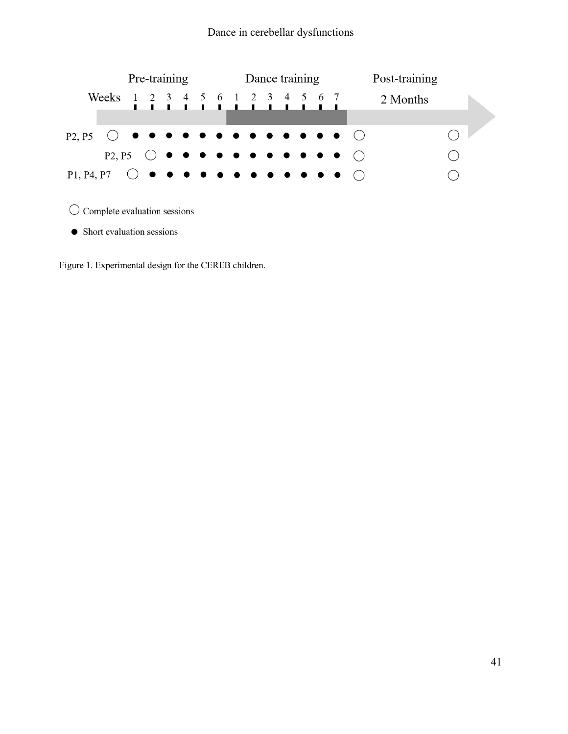Pre-training

Dance training

Post-training

Weeks 1 2 3 4 5 6 1 2 3 4 5 6 7

2 Months

P2, P5

P2, P5

P1, P4, P7

Complete evaluation sessions

Short evaluation sessions

Figure 1. Experimental design for the CEREB children.